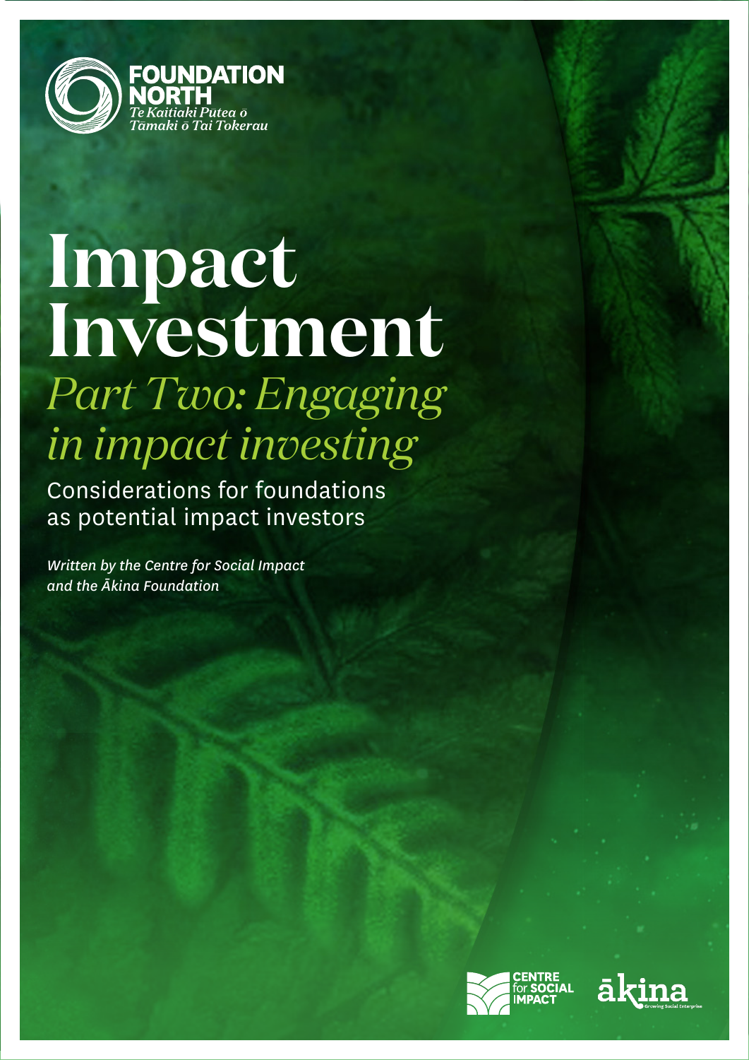FOUNDATION NORTH

*Te Kaitiaki Pūtea o Tāmaki o Tai Tokerau*

# Impact Investment

## *Part Two: Engaging in impact investing*

Considerations for foundations as potential impact investors

*Written by the Centre for Social Impact and the Ākina Foundation*

CENTRE for SOCIAL IMPACT

ākina Growing Social Enterprise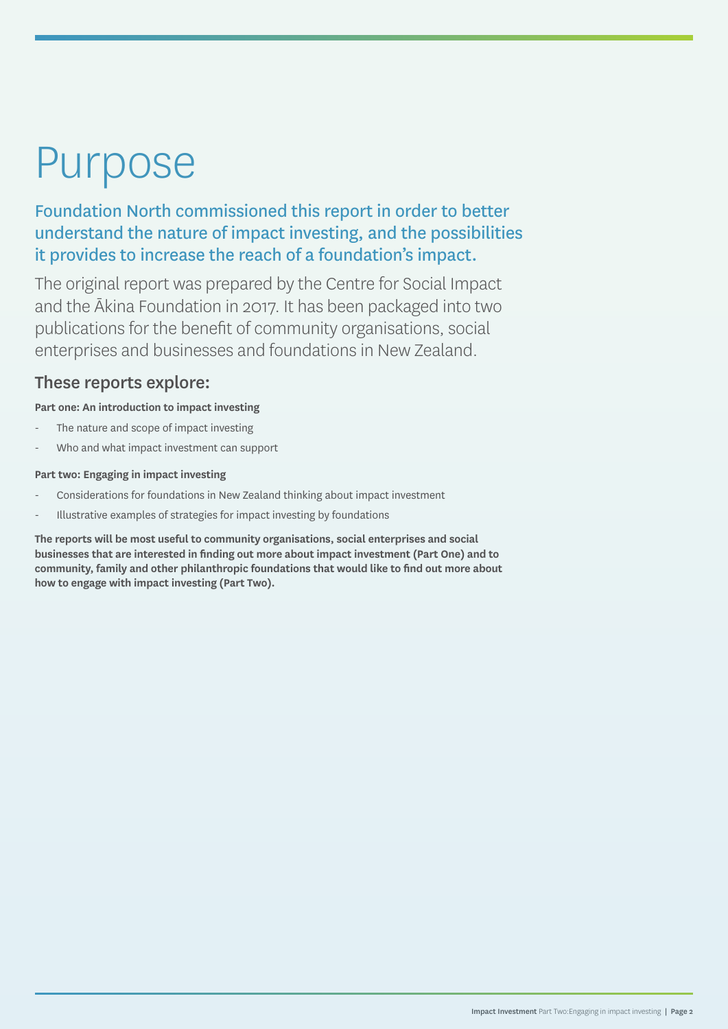# Purpose

## Foundation North commissioned this report in order to better understand the nature of impact investing, and the possibilities it provides to increase the reach of a foundation's impact.

The original report was prepared by the Centre for Social Impact and the Ākina Foundation in 2017. It has been packaged into two publications for the benefit of community organisations, social enterprises and businesses and foundations in New Zealand.

### These reports explore:

**Part one: An introduction to impact investing**

- The nature and scope of impact investing
- Who and what impact investment can support

**Part two: Engaging in impact investing**

- Considerations for foundations in New Zealand thinking about impact investment
- Illustrative examples of strategies for impact investing by foundations

**The reports will be most useful to community organisations, social enterprises and social businesses that are interested in finding out more about impact investment (Part One) and to community, family and other philanthropic foundations that would like to find out more about how to engage with impact investing (Part Two).**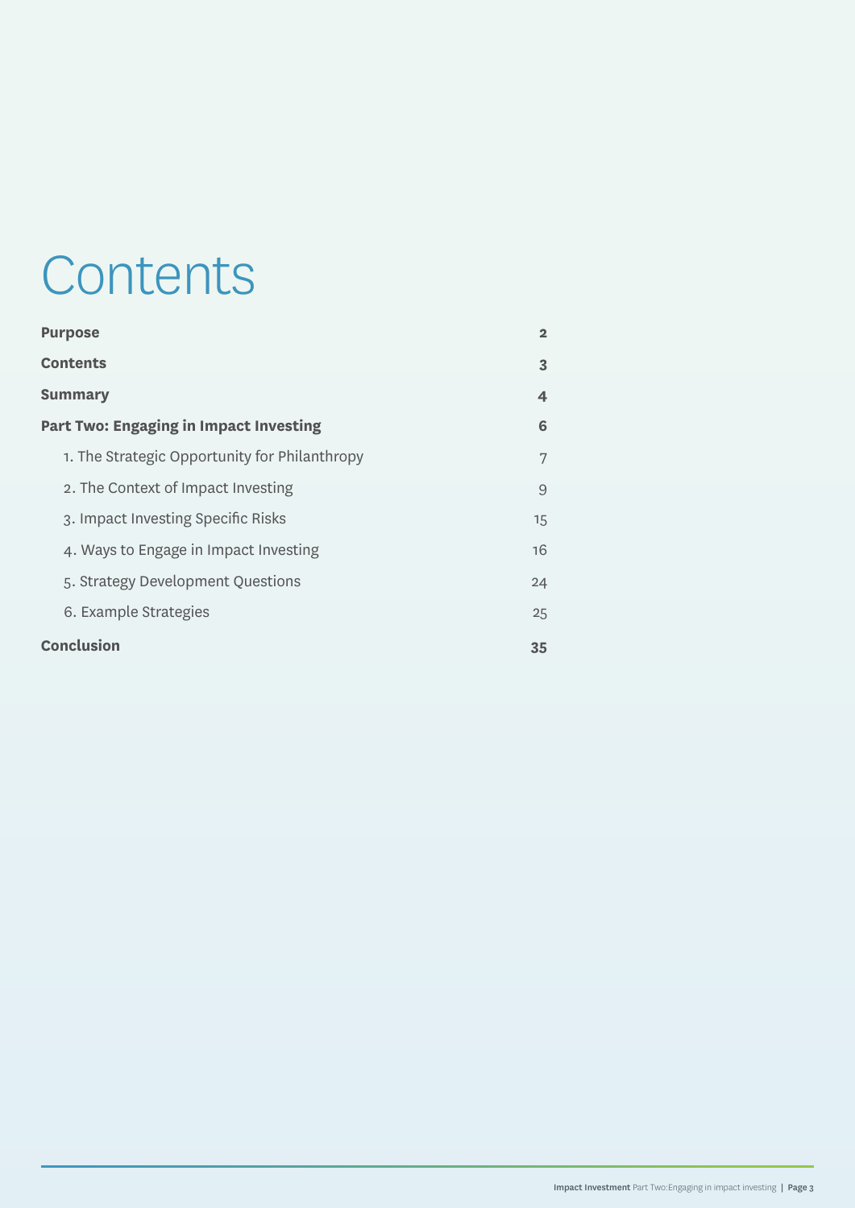# Contents

| | |
|---|---|
| **Purpose** | **2** |
| **Contents** | **3** |
| **Summary** | **4** |
| **Part Two: Engaging in Impact Investing** | **6** |
| 1. The Strategic Opportunity for Philanthropy | 7 |
| 2. The Context of Impact Investing | 9 |
| 3. Impact Investing Specific Risks | 15 |
| 4. Ways to Engage in Impact Investing | 16 |
| 5. Strategy Development Questions | 24 |
| 6. Example Strategies | 25 |
| **Conclusion** | **35** |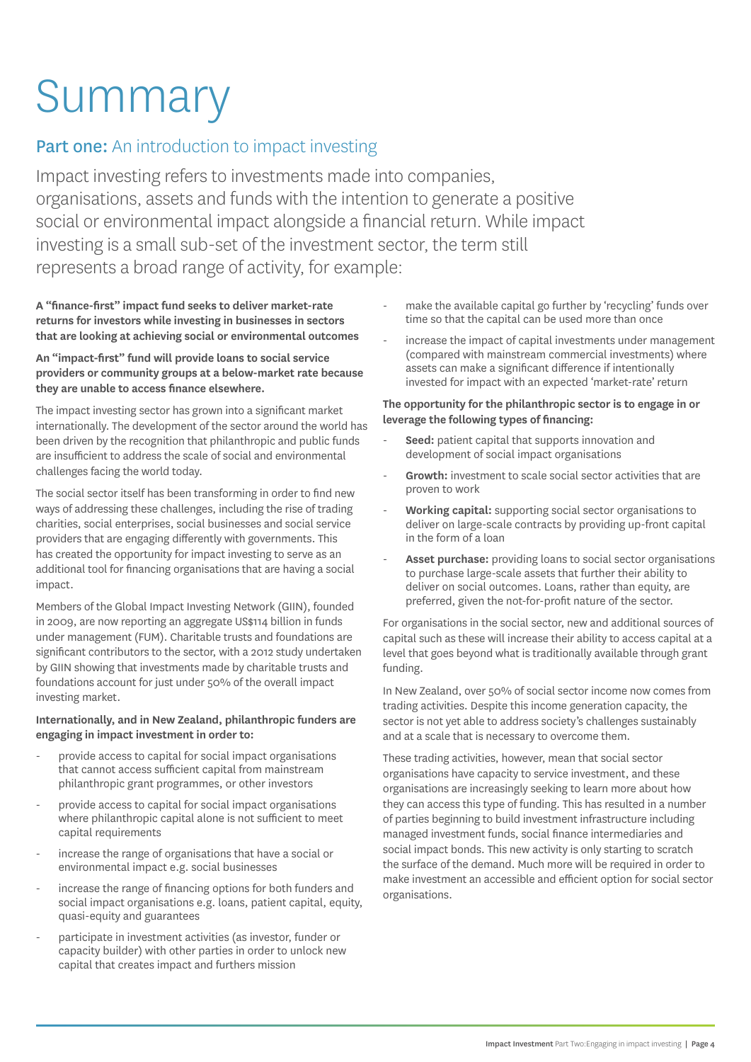# Summary

## Part one: An introduction to impact investing

Impact investing refers to investments made into companies, organisations, assets and funds with the intention to generate a positive social or environmental impact alongside a financial return. While impact investing is a small sub-set of the investment sector, the term still represents a broad range of activity, for example:

**A "finance-first" impact fund seeks to deliver market-rate returns for investors while investing in businesses in sectors that are looking at achieving social or environmental outcomes**

**An "impact-first" fund will provide loans to social service providers or community groups at a below-market rate because they are unable to access finance elsewhere.**

The impact investing sector has grown into a significant market internationally. The development of the sector around the world has been driven by the recognition that philanthropic and public funds are insufficient to address the scale of social and environmental challenges facing the world today.

The social sector itself has been transforming in order to find new ways of addressing these challenges, including the rise of trading charities, social enterprises, social businesses and social service providers that are engaging differently with governments. This has created the opportunity for impact investing to serve as an additional tool for financing organisations that are having a social impact.

Members of the Global Impact Investing Network (GIIN), founded in 2009, are now reporting an aggregate US$114 billion in funds under management (FUM). Charitable trusts and foundations are significant contributors to the sector, with a 2012 study undertaken by GIIN showing that investments made by charitable trusts and foundations account for just under 50% of the overall impact investing market.

**Internationally, and in New Zealand, philanthropic funders are engaging in impact investment in order to:**

- provide access to capital for social impact organisations that cannot access sufficient capital from mainstream philanthropic grant programmes, or other investors
- provide access to capital for social impact organisations where philanthropic capital alone is not sufficient to meet capital requirements
- increase the range of organisations that have a social or environmental impact e.g. social businesses
- increase the range of financing options for both funders and social impact organisations e.g. loans, patient capital, equity, quasi-equity and guarantees
- participate in investment activities (as investor, funder or capacity builder) with other parties in order to unlock new capital that creates impact and furthers mission
- make the available capital go further by 'recycling' funds over time so that the capital can be used more than once
- increase the impact of capital investments under management (compared with mainstream commercial investments) where assets can make a significant difference if intentionally invested for impact with an expected 'market-rate' return

**The opportunity for the philanthropic sector is to engage in or leverage the following types of financing:**

- **Seed:** patient capital that supports innovation and development of social impact organisations
- **Growth:** investment to scale social sector activities that are proven to work
- **Working capital:** supporting social sector organisations to deliver on large-scale contracts by providing up-front capital in the form of a loan
- **Asset purchase:** providing loans to social sector organisations to purchase large-scale assets that further their ability to deliver on social outcomes. Loans, rather than equity, are preferred, given the not-for-profit nature of the sector.

For organisations in the social sector, new and additional sources of capital such as these will increase their ability to access capital at a level that goes beyond what is traditionally available through grant funding.

In New Zealand, over 50% of social sector income now comes from trading activities. Despite this income generation capacity, the sector is not yet able to address society's challenges sustainably and at a scale that is necessary to overcome them.

These trading activities, however, mean that social sector organisations have capacity to service investment, and these organisations are increasingly seeking to learn more about how they can access this type of funding. This has resulted in a number of parties beginning to build investment infrastructure including managed investment funds, social finance intermediaries and social impact bonds. This new activity is only starting to scratch the surface of the demand. Much more will be required in order to make investment an accessible and efficient option for social sector organisations.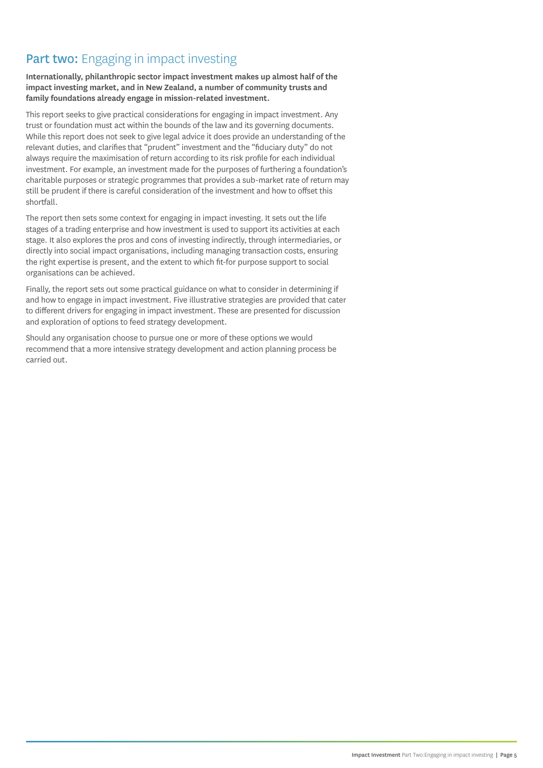## **Part two:** Engaging in impact investing

**Internationally, philanthropic sector impact investment makes up almost half of the impact investing market, and in New Zealand, a number of community trusts and family foundations already engage in mission-related investment.**

This report seeks to give practical considerations for engaging in impact investment. Any trust or foundation must act within the bounds of the law and its governing documents. While this report does not seek to give legal advice it does provide an understanding of the relevant duties, and clarifies that "prudent" investment and the "fiduciary duty" do not always require the maximisation of return according to its risk profile for each individual investment. For example, an investment made for the purposes of furthering a foundation's charitable purposes or strategic programmes that provides a sub-market rate of return may still be prudent if there is careful consideration of the investment and how to offset this shortfall.

The report then sets some context for engaging in impact investing. It sets out the life stages of a trading enterprise and how investment is used to support its activities at each stage. It also explores the pros and cons of investing indirectly, through intermediaries, or directly into social impact organisations, including managing transaction costs, ensuring the right expertise is present, and the extent to which fit-for purpose support to social organisations can be achieved.

Finally, the report sets out some practical guidance on what to consider in determining if and how to engage in impact investment. Five illustrative strategies are provided that cater to different drivers for engaging in impact investment. These are presented for discussion and exploration of options to feed strategy development.

Should any organisation choose to pursue one or more of these options we would recommend that a more intensive strategy development and action planning process be carried out.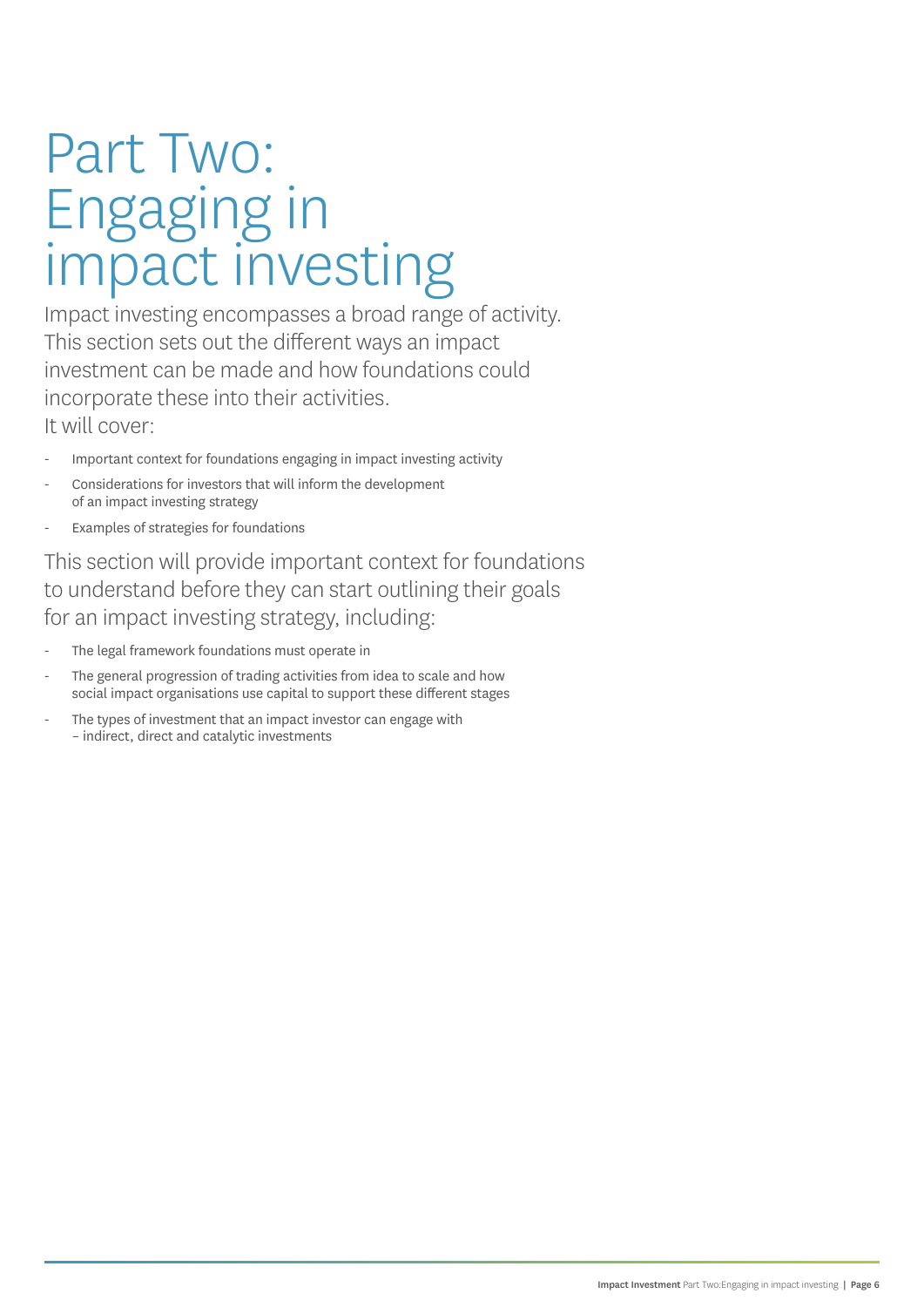# Part Two: Engaging in impact investing

Impact investing encompasses a broad range of activity. This section sets out the different ways an impact investment can be made and how foundations could incorporate these into their activities. It will cover:

- Important context for foundations engaging in impact investing activity
- Considerations for investors that will inform the development of an impact investing strategy
- Examples of strategies for foundations

This section will provide important context for foundations to understand before they can start outlining their goals for an impact investing strategy, including:

- The legal framework foundations must operate in
- The general progression of trading activities from idea to scale and how social impact organisations use capital to support these different stages
- The types of investment that an impact investor can engage with – indirect, direct and catalytic investments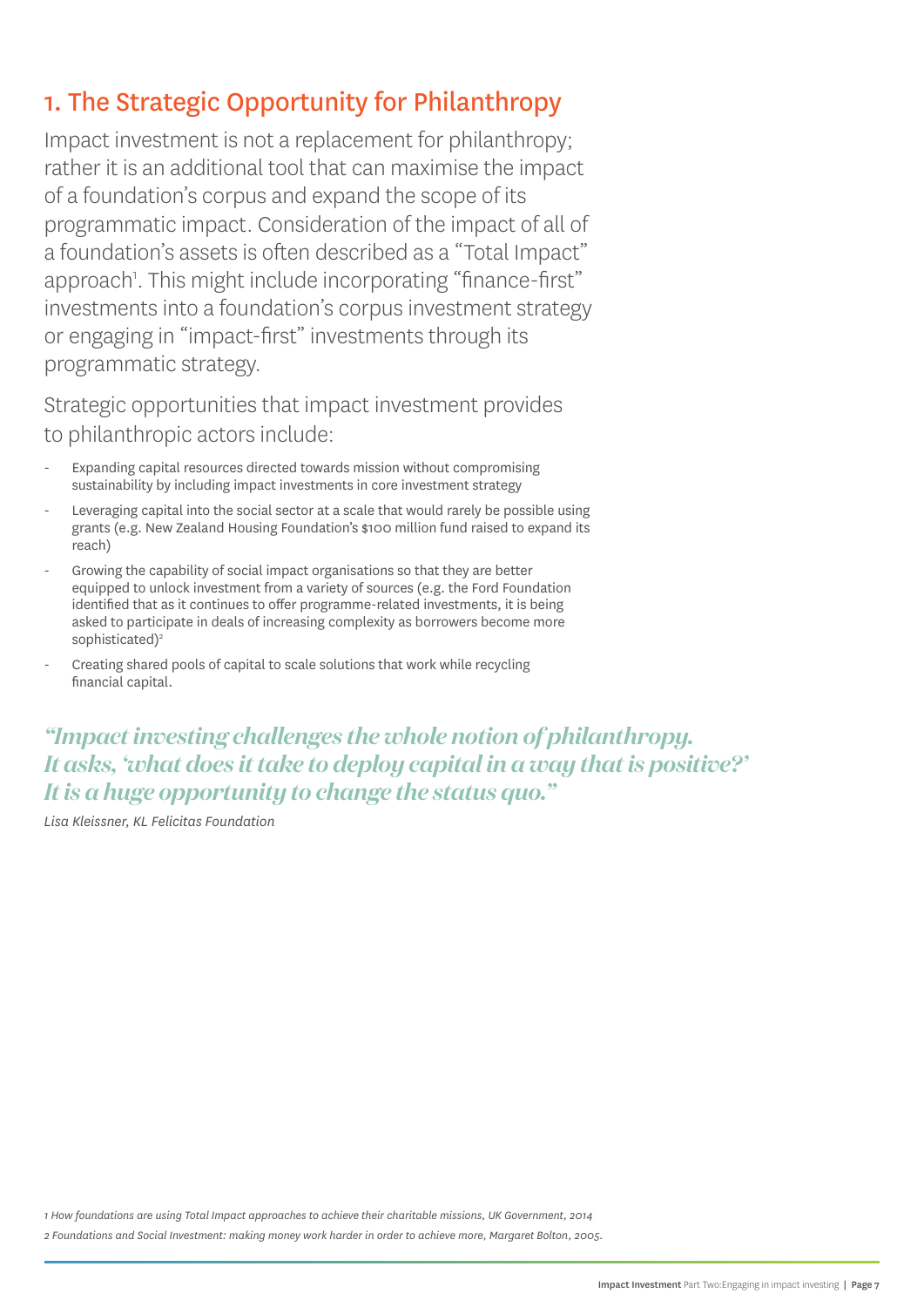## 1. The Strategic Opportunity for Philanthropy

Impact investment is not a replacement for philanthropy; rather it is an additional tool that can maximise the impact of a foundation's corpus and expand the scope of its programmatic impact. Consideration of the impact of all of a foundation's assets is often described as a "Total Impact" approach[1]. This might include incorporating "finance-first" investments into a foundation's corpus investment strategy or engaging in "impact-first" investments through its programmatic strategy.

Strategic opportunities that impact investment provides to philanthropic actors include:

- Expanding capital resources directed towards mission without compromising sustainability by including impact investments in core investment strategy
- Leveraging capital into the social sector at a scale that would rarely be possible using grants (e.g. New Zealand Housing Foundation's $100 million fund raised to expand its reach)
- Growing the capability of social impact organisations so that they are better equipped to unlock investment from a variety of sources (e.g. the Ford Foundation identified that as it continues to offer programme-related investments, it is being asked to participate in deals of increasing complexity as borrowers become more sophisticated)[2]
- Creating shared pools of capital to scale solutions that work while recycling financial capital.

***"Impact investing challenges the whole notion of philanthropy. It asks, 'what does it take to deploy capital in a way that is positive?' It is a huge opportunity to change the status quo."***

*Lisa Kleissner, KL Felicitas Foundation*

*1 How foundations are using Total Impact approaches to achieve their charitable missions, UK Government, 2014*

*2 Foundations and Social Investment: making money work harder in order to achieve more, Margaret Bolton, 2005.*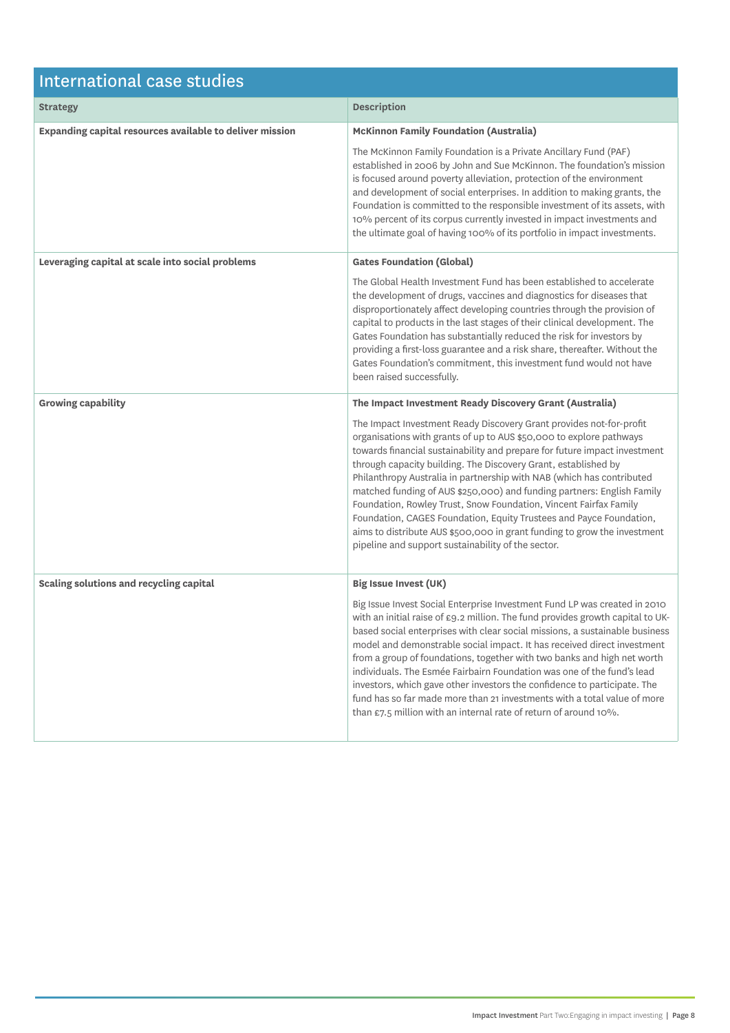## International case studies

| Strategy | Description |
| --- | --- |
| **Expanding capital resources available to deliver mission** | **McKinnon Family Foundation (Australia)**<br><br>The McKinnon Family Foundation is a Private Ancillary Fund (PAF) established in 2006 by John and Sue McKinnon. The foundation's mission is focused around poverty alleviation, protection of the environment and development of social enterprises. In addition to making grants, the Foundation is committed to the responsible investment of its assets, with 10% percent of its corpus currently invested in impact investments and the ultimate goal of having 100% of its portfolio in impact investments. |
| **Leveraging capital at scale into social problems** | **Gates Foundation (Global)**<br><br>The Global Health Investment Fund has been established to accelerate the development of drugs, vaccines and diagnostics for diseases that disproportionately affect developing countries through the provision of capital to products in the last stages of their clinical development. The Gates Foundation has substantially reduced the risk for investors by providing a first-loss guarantee and a risk share, thereafter. Without the Gates Foundation's commitment, this investment fund would not have been raised successfully. |
| **Growing capability** | **The Impact Investment Ready Discovery Grant (Australia)**<br><br>The Impact Investment Ready Discovery Grant provides not-for-profit organisations with grants of up to AUS $50,000 to explore pathways towards financial sustainability and prepare for future impact investment through capacity building. The Discovery Grant, established by Philanthropy Australia in partnership with NAB (which has contributed matched funding of AUS $250,000) and funding partners: English Family Foundation, Rowley Trust, Snow Foundation, Vincent Fairfax Family Foundation, CAGES Foundation, Equity Trustees and Payce Foundation, aims to distribute AUS $500,000 in grant funding to grow the investment pipeline and support sustainability of the sector. |
| **Scaling solutions and recycling capital** | **Big Issue Invest (UK)**<br><br>Big Issue Invest Social Enterprise Investment Fund LP was created in 2010 with an initial raise of £9.2 million. The fund provides growth capital to UK-based social enterprises with clear social missions, a sustainable business model and demonstrable social impact. It has received direct investment from a group of foundations, together with two banks and high net worth individuals. The Esmée Fairbairn Foundation was one of the fund's lead investors, which gave other investors the confidence to participate. The fund has so far made more than 21 investments with a total value of more than £7.5 million with an internal rate of return of around 10%. |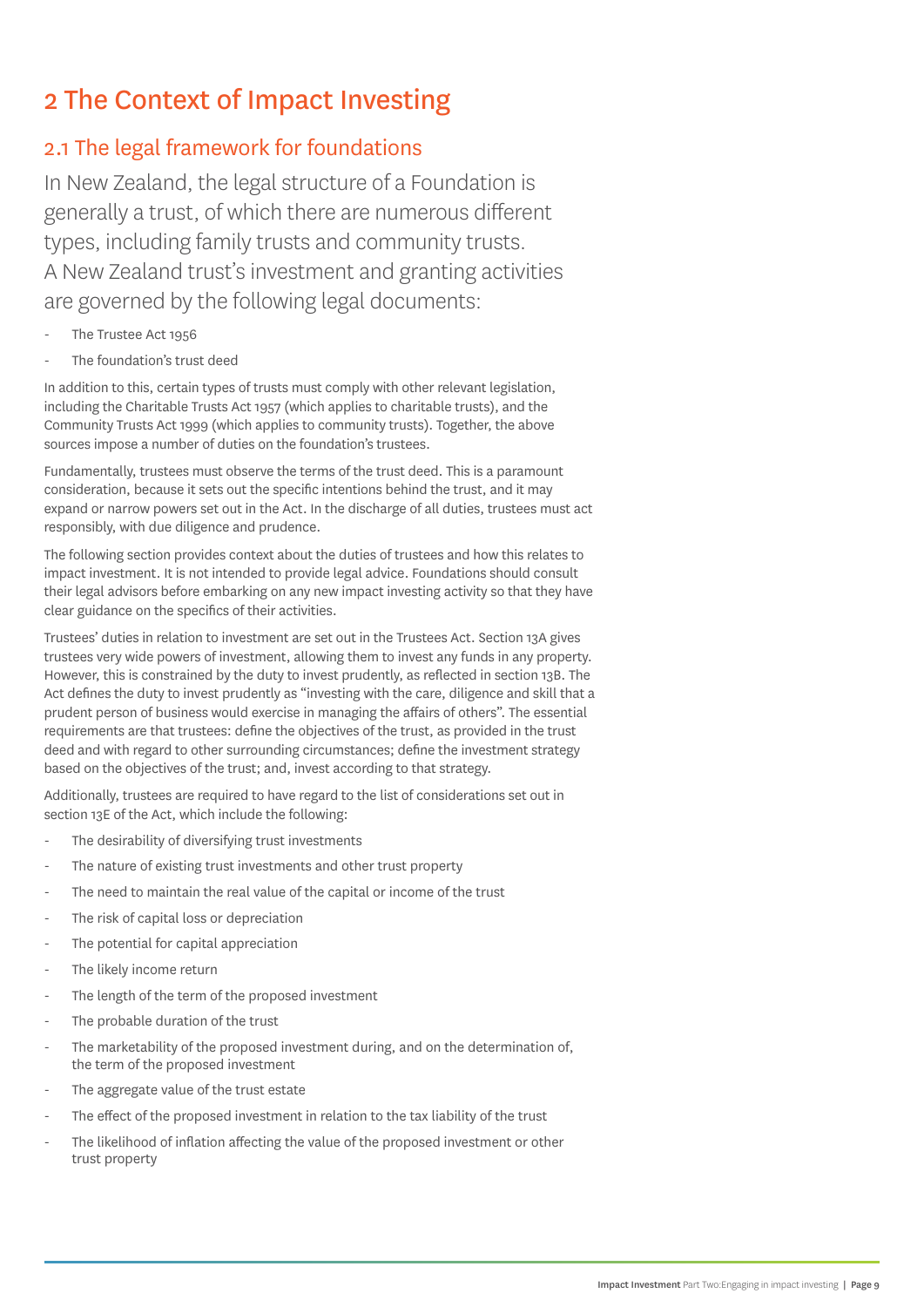# 2 The Context of Impact Investing

## 2.1 The legal framework for foundations

In New Zealand, the legal structure of a Foundation is generally a trust, of which there are numerous different types, including family trusts and community trusts. A New Zealand trust's investment and granting activities are governed by the following legal documents:

- The Trustee Act 1956
- The foundation's trust deed

In addition to this, certain types of trusts must comply with other relevant legislation, including the Charitable Trusts Act 1957 (which applies to charitable trusts), and the Community Trusts Act 1999 (which applies to community trusts). Together, the above sources impose a number of duties on the foundation's trustees.

Fundamentally, trustees must observe the terms of the trust deed. This is a paramount consideration, because it sets out the specific intentions behind the trust, and it may expand or narrow powers set out in the Act. In the discharge of all duties, trustees must act responsibly, with due diligence and prudence.

The following section provides context about the duties of trustees and how this relates to impact investment. It is not intended to provide legal advice. Foundations should consult their legal advisors before embarking on any new impact investing activity so that they have clear guidance on the specifics of their activities.

Trustees' duties in relation to investment are set out in the Trustees Act. Section 13A gives trustees very wide powers of investment, allowing them to invest any funds in any property. However, this is constrained by the duty to invest prudently, as reflected in section 13B. The Act defines the duty to invest prudently as "investing with the care, diligence and skill that a prudent person of business would exercise in managing the affairs of others". The essential requirements are that trustees: define the objectives of the trust, as provided in the trust deed and with regard to other surrounding circumstances; define the investment strategy based on the objectives of the trust; and, invest according to that strategy.

Additionally, trustees are required to have regard to the list of considerations set out in section 13E of the Act, which include the following:

- The desirability of diversifying trust investments
- The nature of existing trust investments and other trust property
- The need to maintain the real value of the capital or income of the trust
- The risk of capital loss or depreciation
- The potential for capital appreciation
- The likely income return
- The length of the term of the proposed investment
- The probable duration of the trust
- The marketability of the proposed investment during, and on the determination of, the term of the proposed investment
- The aggregate value of the trust estate
- The effect of the proposed investment in relation to the tax liability of the trust
- The likelihood of inflation affecting the value of the proposed investment or other trust property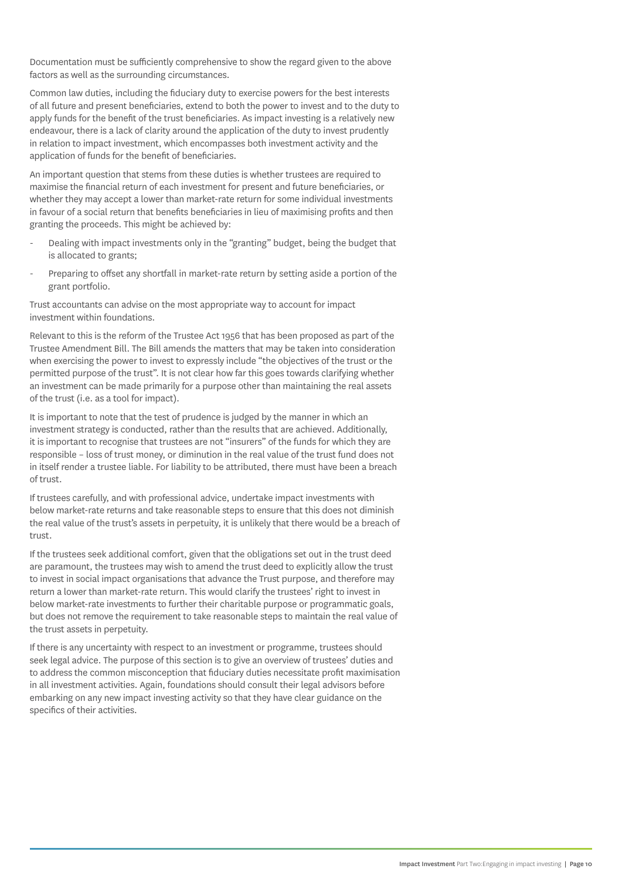Documentation must be sufficiently comprehensive to show the regard given to the above factors as well as the surrounding circumstances.

Common law duties, including the fiduciary duty to exercise powers for the best interests of all future and present beneficiaries, extend to both the power to invest and to the duty to apply funds for the benefit of the trust beneficiaries. As impact investing is a relatively new endeavour, there is a lack of clarity around the application of the duty to invest prudently in relation to impact investment, which encompasses both investment activity and the application of funds for the benefit of beneficiaries.

An important question that stems from these duties is whether trustees are required to maximise the financial return of each investment for present and future beneficiaries, or whether they may accept a lower than market-rate return for some individual investments in favour of a social return that benefits beneficiaries in lieu of maximising profits and then granting the proceeds. This might be achieved by:

- Dealing with impact investments only in the "granting" budget, being the budget that is allocated to grants;
- Preparing to offset any shortfall in market-rate return by setting aside a portion of the grant portfolio.

Trust accountants can advise on the most appropriate way to account for impact investment within foundations.

Relevant to this is the reform of the Trustee Act 1956 that has been proposed as part of the Trustee Amendment Bill. The Bill amends the matters that may be taken into consideration when exercising the power to invest to expressly include "the objectives of the trust or the permitted purpose of the trust". It is not clear how far this goes towards clarifying whether an investment can be made primarily for a purpose other than maintaining the real assets of the trust (i.e. as a tool for impact).

It is important to note that the test of prudence is judged by the manner in which an investment strategy is conducted, rather than the results that are achieved. Additionally, it is important to recognise that trustees are not "insurers" of the funds for which they are responsible – loss of trust money, or diminution in the real value of the trust fund does not in itself render a trustee liable. For liability to be attributed, there must have been a breach of trust.

If trustees carefully, and with professional advice, undertake impact investments with below market-rate returns and take reasonable steps to ensure that this does not diminish the real value of the trust's assets in perpetuity, it is unlikely that there would be a breach of trust.

If the trustees seek additional comfort, given that the obligations set out in the trust deed are paramount, the trustees may wish to amend the trust deed to explicitly allow the trust to invest in social impact organisations that advance the Trust purpose, and therefore may return a lower than market-rate return. This would clarify the trustees' right to invest in below market-rate investments to further their charitable purpose or programmatic goals, but does not remove the requirement to take reasonable steps to maintain the real value of the trust assets in perpetuity.

If there is any uncertainty with respect to an investment or programme, trustees should seek legal advice. The purpose of this section is to give an overview of trustees' duties and to address the common misconception that fiduciary duties necessitate profit maximisation in all investment activities. Again, foundations should consult their legal advisors before embarking on any new impact investing activity so that they have clear guidance on the specifics of their activities.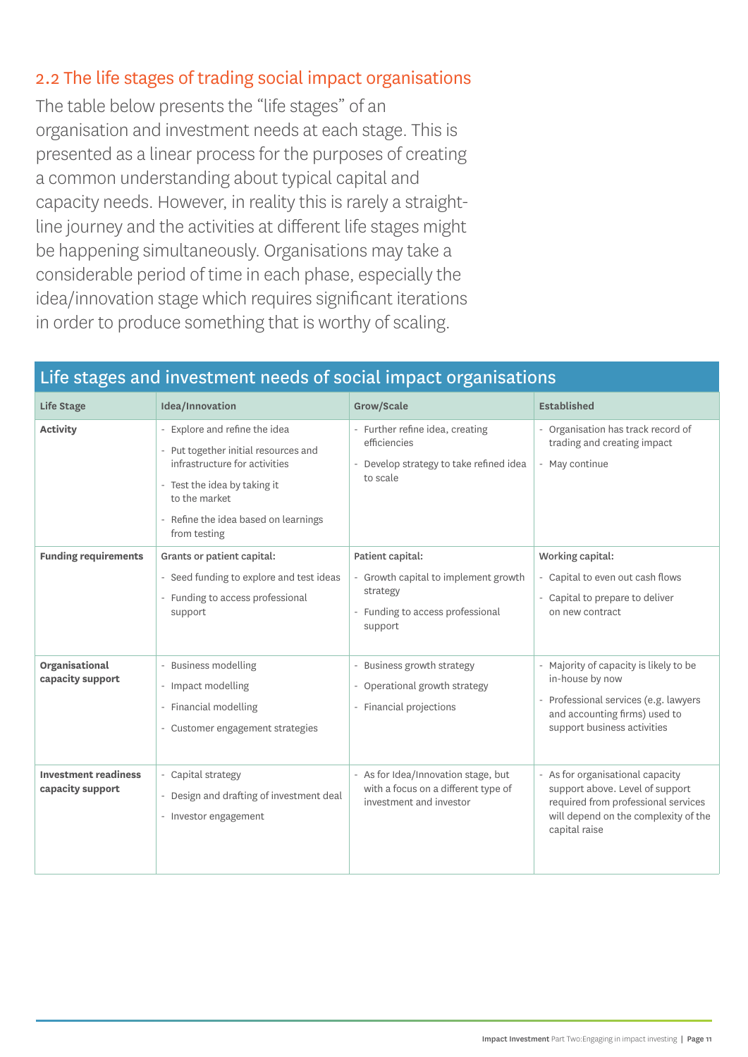## 2.2 The life stages of trading social impact organisations

The table below presents the "life stages" of an organisation and investment needs at each stage. This is presented as a linear process for the purposes of creating a common understanding about typical capital and capacity needs. However, in reality this is rarely a straight-line journey and the activities at different life stages might be happening simultaneously. Organisations may take a considerable period of time in each phase, especially the idea/innovation stage which requires significant iterations in order to produce something that is worthy of scaling.

### Life stages and investment needs of social impact organisations

| Life Stage | Idea/Innovation | Grow/Scale | Established |
|---|---|---|---|
| **Activity** | - Explore and refine the idea<br>- Put together initial resources and infrastructure for activities<br>- Test the idea by taking it to the market<br>- Refine the idea based on learnings from testing | - Further refine idea, creating efficiencies<br>- Develop strategy to take refined idea to scale | - Organisation has track record of trading and creating impact<br>- May continue |
| **Funding requirements** | Grants or patient capital:<br>- Seed funding to explore and test ideas<br>- Funding to access professional support | Patient capital:<br>- Growth capital to implement growth strategy<br>- Funding to access professional support | Working capital:<br>- Capital to even out cash flows<br>- Capital to prepare to deliver on new contract |
| **Organisational capacity support** | - Business modelling<br>- Impact modelling<br>- Financial modelling<br>- Customer engagement strategies | - Business growth strategy<br>- Operational growth strategy<br>- Financial projections | - Majority of capacity is likely to be in-house by now<br>- Professional services (e.g. lawyers and accounting firms) used to support business activities |
| **Investment readiness capacity support** | - Capital strategy<br>- Design and drafting of investment deal<br>- Investor engagement | - As for Idea/Innovation stage, but with a focus on a different type of investment and investor | - As for organisational capacity support above. Level of support required from professional services will depend on the complexity of the capital raise |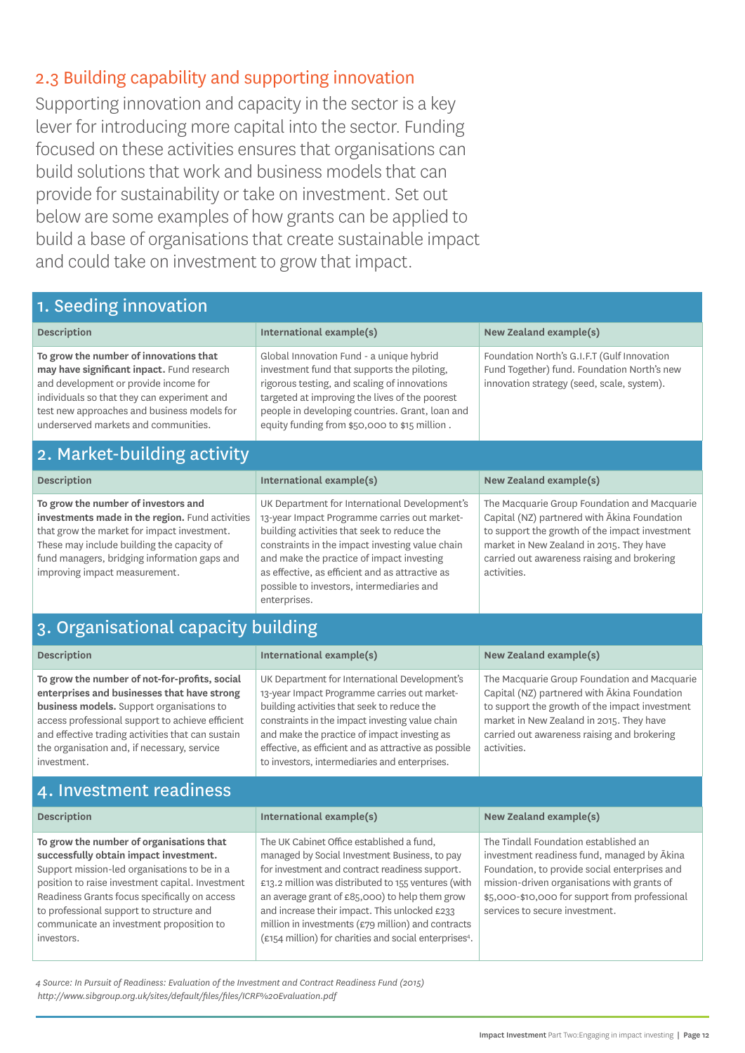## 2.3 Building capability and supporting innovation

Supporting innovation and capacity in the sector is a key lever for introducing more capital into the sector. Funding focused on these activities ensures that organisations can build solutions that work and business models that can provide for sustainability or take on investment. Set out below are some examples of how grants can be applied to build a base of organisations that create sustainable impact and could take on investment to grow that impact.

### 1. Seeding innovation

| Description | International example(s) | New Zealand example(s) |
|---|---|---|
| **To grow the number of innovations that may have significant impact.** Fund research and development or provide income for individuals so that they can experiment and test new approaches and business models for underserved markets and communities. | Global Innovation Fund - a unique hybrid investment fund that supports the piloting, rigorous testing, and scaling of innovations targeted at improving the lives of the poorest people in developing countries. Grant, loan and equity funding from $50,000 to $15 million . | Foundation North's G.I.F.T (Gulf Innovation Fund Together) fund. Foundation North's new innovation strategy (seed, scale, system). |

### 2. Market-building activity

| Description | International example(s) | New Zealand example(s) |
|---|---|---|
| **To grow the number of investors and investments made in the region.** Fund activities that grow the market for impact investment. These may include building the capacity of fund managers, bridging information gaps and improving impact measurement. | UK Department for International Development's 13-year Impact Programme carries out market-building activities that seek to reduce the constraints in the impact investing value chain and make the practice of impact investing as effective, as efficient and as attractive as possible to investors, intermediaries and enterprises. | The Macquarie Group Foundation and Macquarie Capital (NZ) partnered with Ākina Foundation to support the growth of the impact investment market in New Zealand in 2015. They have carried out awareness raising and brokering activities. |

### 3. Organisational capacity building

| Description | International example(s) | New Zealand example(s) |
|---|---|---|
| **To grow the number of not-for-profits, social enterprises and businesses that have strong business models.** Support organisations to access professional support to achieve efficient and effective trading activities that can sustain the organisation and, if necessary, service investment. | UK Department for International Development's 13-year Impact Programme carries out market-building activities that seek to reduce the constraints in the impact investing value chain and make the practice of impact investing as effective, as efficient and as attractive as possible to investors, intermediaries and enterprises. | The Macquarie Group Foundation and Macquarie Capital (NZ) partnered with Ākina Foundation to support the growth of the impact investment market in New Zealand in 2015. They have carried out awareness raising and brokering activities. |

### 4. Investment readiness

| Description | International example(s) | New Zealand example(s) |
|---|---|---|
| **To grow the number of organisations that successfully obtain impact investment.** Support mission-led organisations to be in a position to raise investment capital. Investment Readiness Grants focus specifically on access to professional support to structure and communicate an investment proposition to investors. | The UK Cabinet Office established a fund, managed by Social Investment Business, to pay for investment and contract readiness support. £13.2 million was distributed to 155 ventures (with an average grant of £85,000) to help them grow and increase their impact. This unlocked £233 million in investments (£79 million) and contracts (£154 million) for charities and social enterprises[4]. | The Tindall Foundation established an investment readiness fund, managed by Ākina Foundation, to provide social enterprises and mission-driven organisations with grants of $5,000-$10,000 for support from professional services to secure investment. |

*4 Source: In Pursuit of Readiness: Evaluation of the Investment and Contract Readiness Fund (2015) http://www.sibgroup.org.uk/sites/default/files/files/ICRF%20Evaluation.pdf*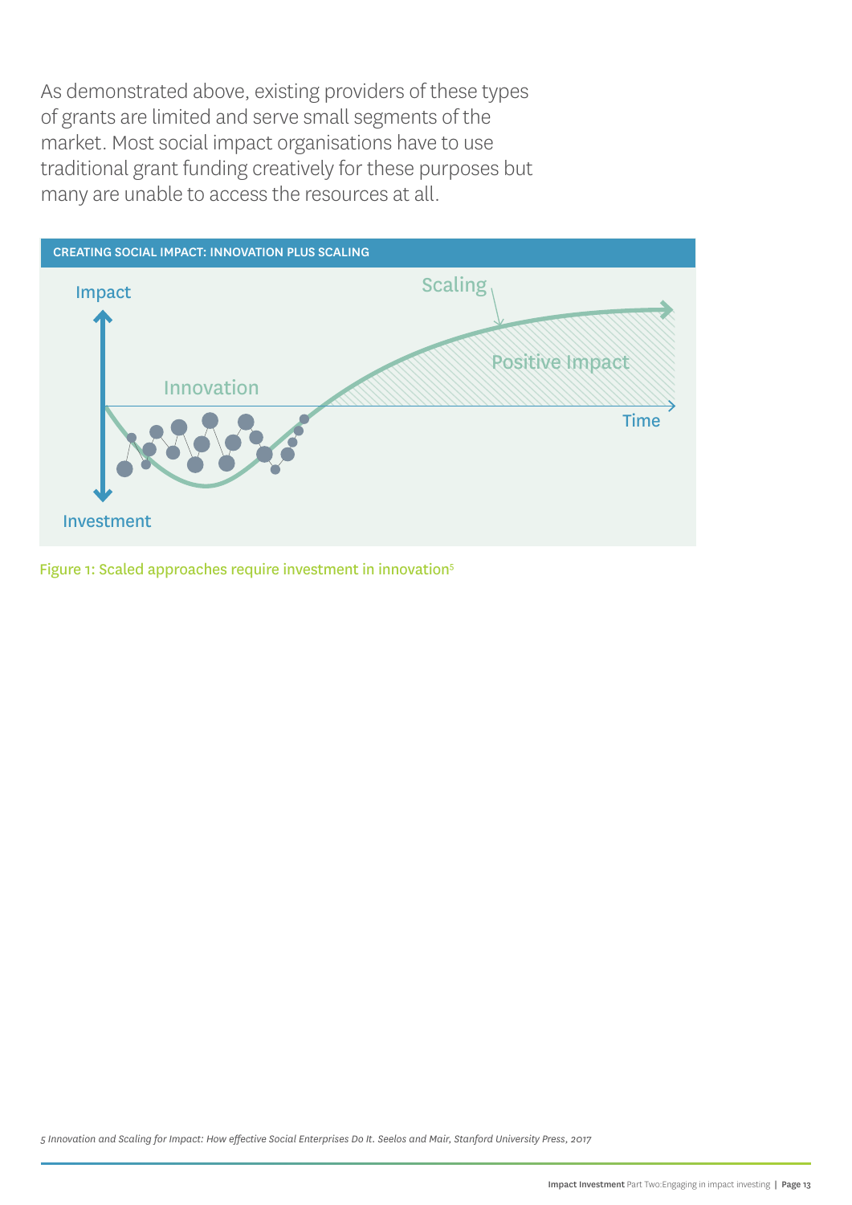As demonstrated above, existing providers of these types of grants are limited and serve small segments of the market. Most social impact organisations have to use traditional grant funding creatively for these purposes but many are unable to access the resources at all.

**CREATING SOCIAL IMPACT: INNOVATION PLUS SCALING**

Impact

Scaling

Positive Impact

Innovation

Time

Investment

Figure 1: Scaled approaches require investment in innovation[5]

*5 Innovation and Scaling for Impact: How effective Social Enterprises Do It. Seelos and Mair, Stanford University Press, 2017*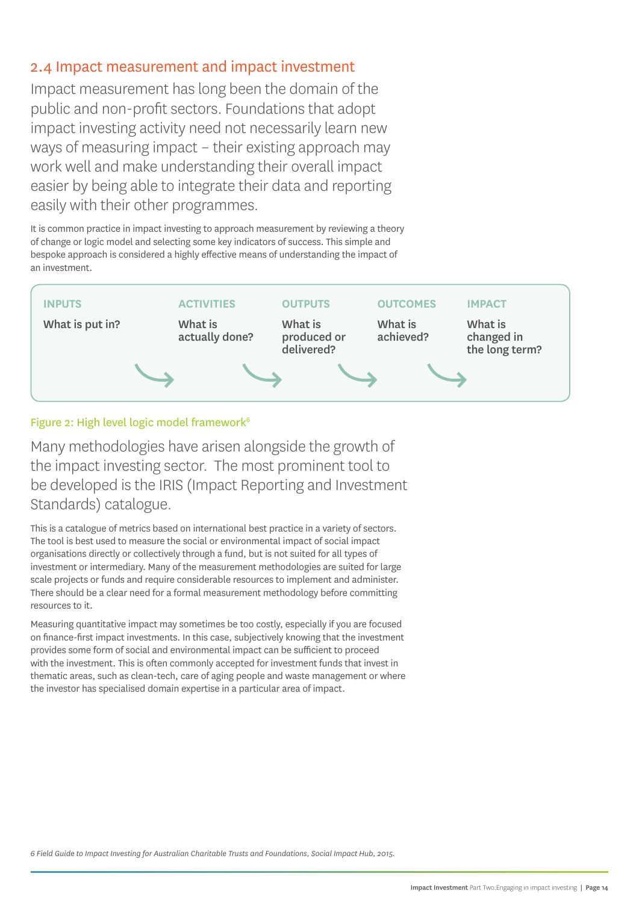## 2.4 Impact measurement and impact investment

Impact measurement has long been the domain of the public and non-profit sectors. Foundations that adopt impact investing activity need not necessarily learn new ways of measuring impact – their existing approach may work well and make understanding their overall impact easier by being able to integrate their data and reporting easily with their other programmes.

It is common practice in impact investing to approach measurement by reviewing a theory of change or logic model and selecting some key indicators of success. This simple and bespoke approach is considered a highly effective means of understanding the impact of an investment.

| INPUTS | ACTIVITIES | OUTPUTS | OUTCOMES | IMPACT |
|---|---|---|---|---|
| What is put in? | What is actually done? | What is produced or delivered? | What is achieved? | What is changed in the long term? |

Figure 2: High level logic model framework[6]

Many methodologies have arisen alongside the growth of the impact investing sector. The most prominent tool to be developed is the IRIS (Impact Reporting and Investment Standards) catalogue.

This is a catalogue of metrics based on international best practice in a variety of sectors. The tool is best used to measure the social or environmental impact of social impact organisations directly or collectively through a fund, but is not suited for all types of investment or intermediary. Many of the measurement methodologies are suited for large scale projects or funds and require considerable resources to implement and administer. There should be a clear need for a formal measurement methodology before committing resources to it.

Measuring quantitative impact may sometimes be too costly, especially if you are focused on finance-first impact investments. In this case, subjectively knowing that the investment provides some form of social and environmental impact can be sufficient to proceed with the investment. This is often commonly accepted for investment funds that invest in thematic areas, such as clean-tech, care of aging people and waste management or where the investor has specialised domain expertise in a particular area of impact.

*6 Field Guide to Impact Investing for Australian Charitable Trusts and Foundations, Social Impact Hub, 2015.*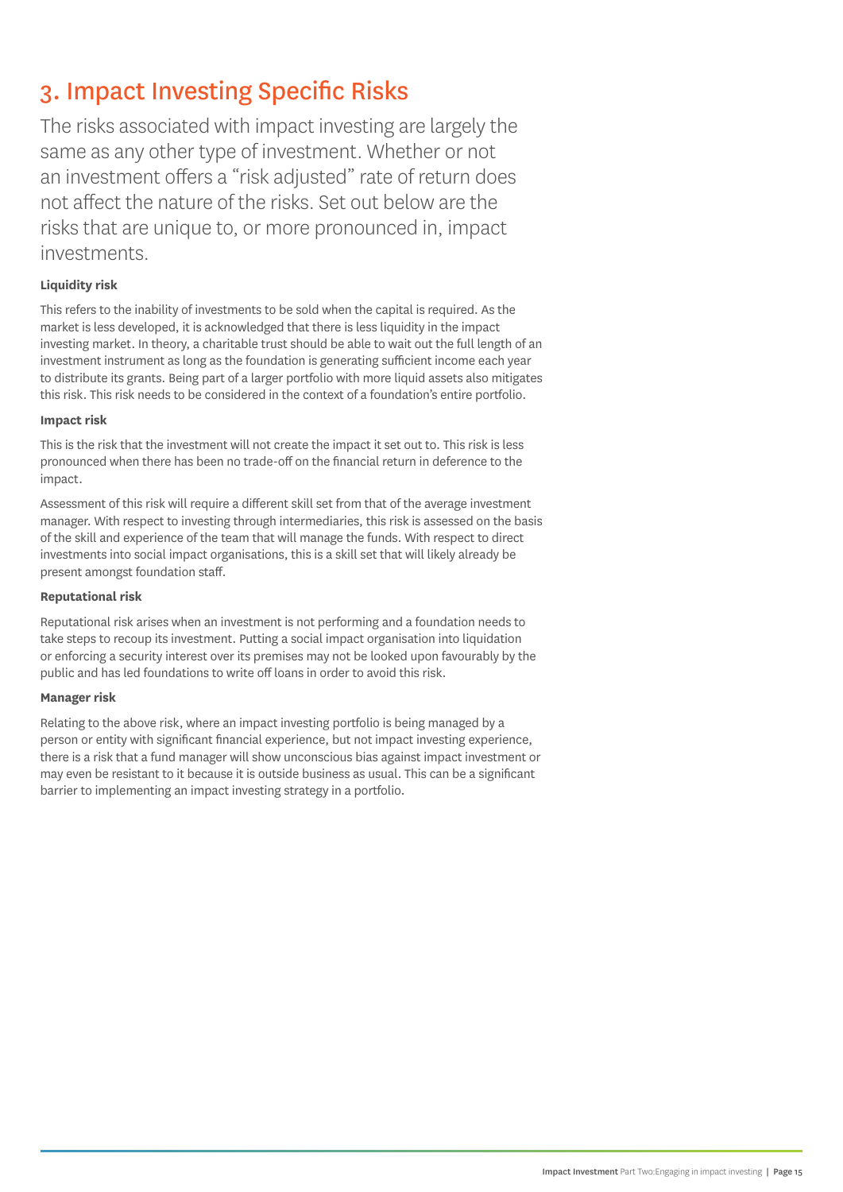# 3. Impact Investing Specific Risks

The risks associated with impact investing are largely the same as any other type of investment. Whether or not an investment offers a "risk adjusted" rate of return does not affect the nature of the risks. Set out below are the risks that are unique to, or more pronounced in, impact investments.

**Liquidity risk**

This refers to the inability of investments to be sold when the capital is required. As the market is less developed, it is acknowledged that there is less liquidity in the impact investing market. In theory, a charitable trust should be able to wait out the full length of an investment instrument as long as the foundation is generating sufficient income each year to distribute its grants. Being part of a larger portfolio with more liquid assets also mitigates this risk. This risk needs to be considered in the context of a foundation's entire portfolio.

**Impact risk**

This is the risk that the investment will not create the impact it set out to. This risk is less pronounced when there has been no trade-off on the financial return in deference to the impact.

Assessment of this risk will require a different skill set from that of the average investment manager. With respect to investing through intermediaries, this risk is assessed on the basis of the skill and experience of the team that will manage the funds. With respect to direct investments into social impact organisations, this is a skill set that will likely already be present amongst foundation staff.

**Reputational risk**

Reputational risk arises when an investment is not performing and a foundation needs to take steps to recoup its investment. Putting a social impact organisation into liquidation or enforcing a security interest over its premises may not be looked upon favourably by the public and has led foundations to write off loans in order to avoid this risk.

**Manager risk**

Relating to the above risk, where an impact investing portfolio is being managed by a person or entity with significant financial experience, but not impact investing experience, there is a risk that a fund manager will show unconscious bias against impact investment or may even be resistant to it because it is outside business as usual. This can be a significant barrier to implementing an impact investing strategy in a portfolio.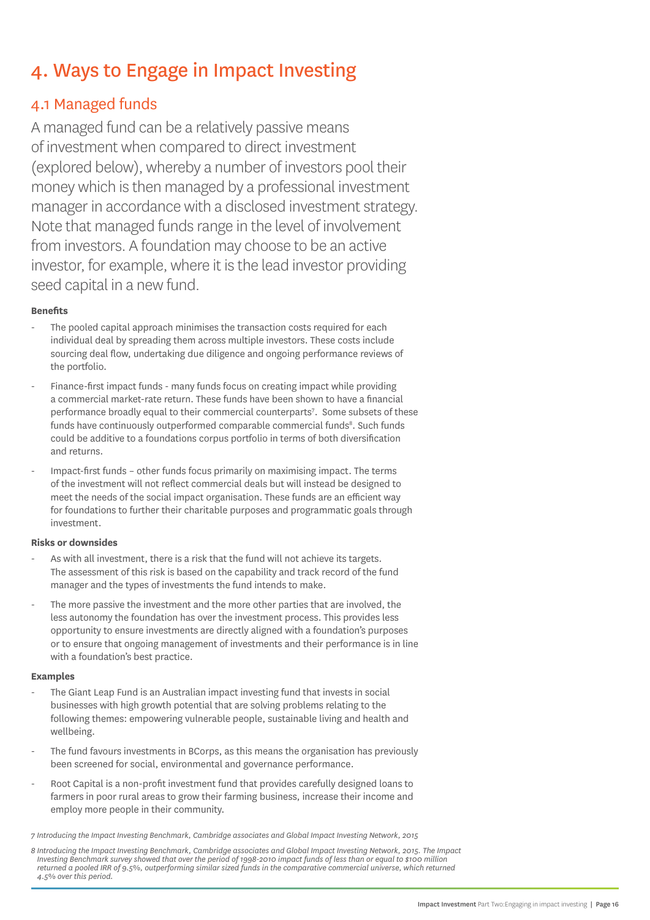# 4. Ways to Engage in Impact Investing

## 4.1 Managed funds

A managed fund can be a relatively passive means of investment when compared to direct investment (explored below), whereby a number of investors pool their money which is then managed by a professional investment manager in accordance with a disclosed investment strategy. Note that managed funds range in the level of involvement from investors. A foundation may choose to be an active investor, for example, where it is the lead investor providing seed capital in a new fund.

**Benefits**

- The pooled capital approach minimises the transaction costs required for each individual deal by spreading them across multiple investors. These costs include sourcing deal flow, undertaking due diligence and ongoing performance reviews of the portfolio.
- Finance-first impact funds - many funds focus on creating impact while providing a commercial market-rate return. These funds have been shown to have a financial performance broadly equal to their commercial counterparts[7]. Some subsets of these funds have continuously outperformed comparable commercial funds[8]. Such funds could be additive to a foundations corpus portfolio in terms of both diversification and returns.
- Impact-first funds – other funds focus primarily on maximising impact. The terms of the investment will not reflect commercial deals but will instead be designed to meet the needs of the social impact organisation. These funds are an efficient way for foundations to further their charitable purposes and programmatic goals through investment.

**Risks or downsides**

- As with all investment, there is a risk that the fund will not achieve its targets. The assessment of this risk is based on the capability and track record of the fund manager and the types of investments the fund intends to make.
- The more passive the investment and the more other parties that are involved, the less autonomy the foundation has over the investment process. This provides less opportunity to ensure investments are directly aligned with a foundation's purposes or to ensure that ongoing management of investments and their performance is in line with a foundation's best practice.

**Examples**

- The Giant Leap Fund is an Australian impact investing fund that invests in social businesses with high growth potential that are solving problems relating to the following themes: empowering vulnerable people, sustainable living and health and wellbeing.
- The fund favours investments in BCorps, as this means the organisation has previously been screened for social, environmental and governance performance.
- Root Capital is a non-profit investment fund that provides carefully designed loans to farmers in poor rural areas to grow their farming business, increase their income and employ more people in their community.

*7 Introducing the Impact Investing Benchmark, Cambridge associates and Global Impact Investing Network, 2015*

*8 Introducing the Impact Investing Benchmark, Cambridge associates and Global Impact Investing Network, 2015. The Impact Investing Benchmark survey showed that over the period of 1998-2010 impact funds of less than or equal to $100 million returned a pooled IRR of 9.5%, outperforming similar sized funds in the comparative commercial universe, which returned 4.5% over this period.*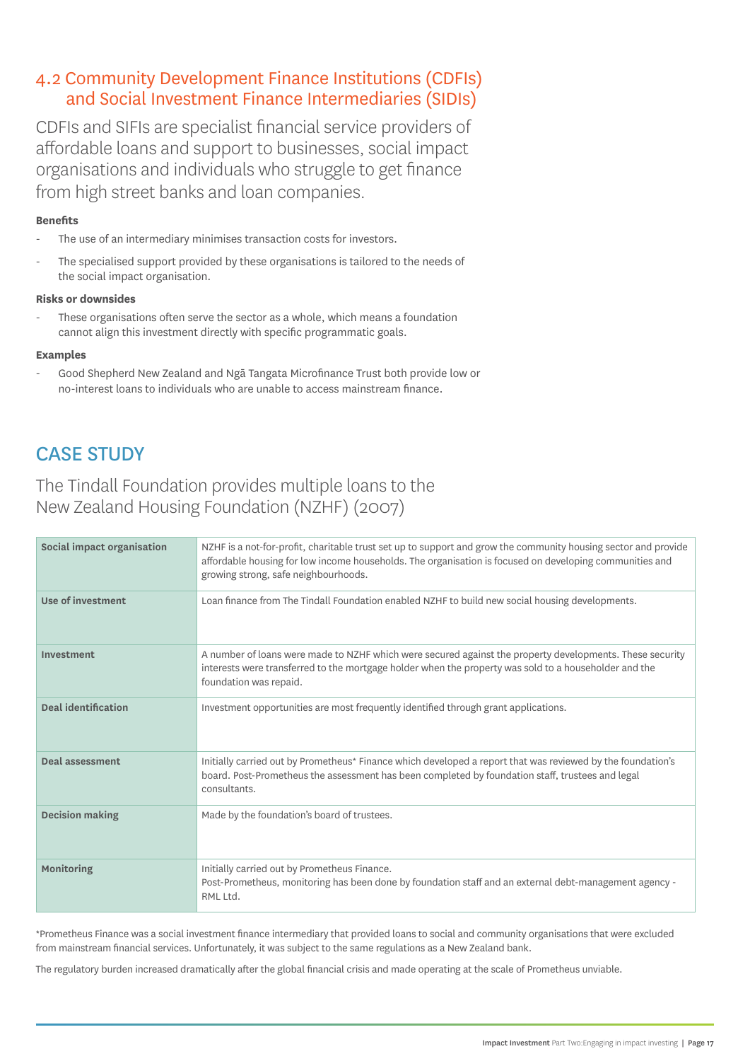## 4.2 Community Development Finance Institutions (CDFIs) and Social Investment Finance Intermediaries (SIDIs)

CDFIs and SIFIs are specialist financial service providers of affordable loans and support to businesses, social impact organisations and individuals who struggle to get finance from high street banks and loan companies.

**Benefits**

- The use of an intermediary minimises transaction costs for investors.
- The specialised support provided by these organisations is tailored to the needs of the social impact organisation.

**Risks or downsides**

- These organisations often serve the sector as a whole, which means a foundation cannot align this investment directly with specific programmatic goals.

**Examples**

- Good Shepherd New Zealand and Ngā Tangata Microfinance Trust both provide low or no-interest loans to individuals who are unable to access mainstream finance.

## CASE STUDY

### The Tindall Foundation provides multiple loans to the New Zealand Housing Foundation (NZHF) (2007)

| Social impact organisation | NZHF is a not-for-profit, charitable trust set up to support and grow the community housing sector and provide affordable housing for low income households. The organisation is focused on developing communities and growing strong, safe neighbourhoods. |
|---|---|
| Use of investment | Loan finance from The Tindall Foundation enabled NZHF to build new social housing developments. |
| Investment | A number of loans were made to NZHF which were secured against the property developments. These security interests were transferred to the mortgage holder when the property was sold to a householder and the foundation was repaid. |
| Deal identification | Investment opportunities are most frequently identified through grant applications. |
| Deal assessment | Initially carried out by Prometheus* Finance which developed a report that was reviewed by the foundation's board. Post-Prometheus the assessment has been completed by foundation staff, trustees and legal consultants. |
| Decision making | Made by the foundation's board of trustees. |
| Monitoring | Initially carried out by Prometheus Finance.<br>Post-Prometheus, monitoring has been done by foundation staff and an external debt-management agency - RML Ltd. |

*Prometheus Finance was a social investment finance intermediary that provided loans to social and community organisations that were excluded from mainstream financial services. Unfortunately, it was subject to the same regulations as a New Zealand bank.

The regulatory burden increased dramatically after the global financial crisis and made operating at the scale of Prometheus unviable.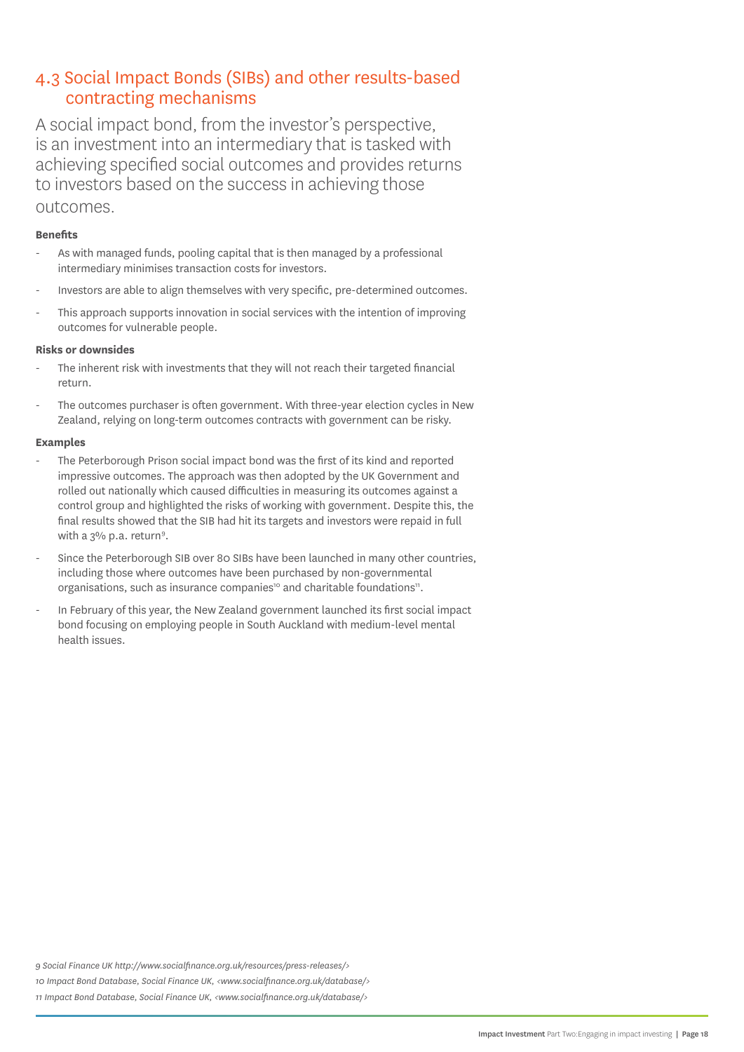## 4.3 Social Impact Bonds (SIBs) and other results-based contracting mechanisms

A social impact bond, from the investor's perspective, is an investment into an intermediary that is tasked with achieving specified social outcomes and provides returns to investors based on the success in achieving those outcomes.

**Benefits**

- As with managed funds, pooling capital that is then managed by a professional intermediary minimises transaction costs for investors.
- Investors are able to align themselves with very specific, pre-determined outcomes.
- This approach supports innovation in social services with the intention of improving outcomes for vulnerable people.

**Risks or downsides**

- The inherent risk with investments that they will not reach their targeted financial return.
- The outcomes purchaser is often government. With three-year election cycles in New Zealand, relying on long-term outcomes contracts with government can be risky.

**Examples**

- The Peterborough Prison social impact bond was the first of its kind and reported impressive outcomes. The approach was then adopted by the UK Government and rolled out nationally which caused difficulties in measuring its outcomes against a control group and highlighted the risks of working with government. Despite this, the final results showed that the SIB had hit its targets and investors were repaid in full with a 3% p.a. return[9].
- Since the Peterborough SIB over 80 SIBs have been launched in many other countries, including those where outcomes have been purchased by non-governmental organisations, such as insurance companies[10] and charitable foundations[11].
- In February of this year, the New Zealand government launched its first social impact bond focusing on employing people in South Auckland with medium-level mental health issues.

*9 Social Finance UK http://www.socialfinance.org.uk/resources/press-releases/>*

*10 Impact Bond Database, Social Finance UK, <www.socialfinance.org.uk/database/>*

*11 Impact Bond Database, Social Finance UK, <www.socialfinance.org.uk/database/>*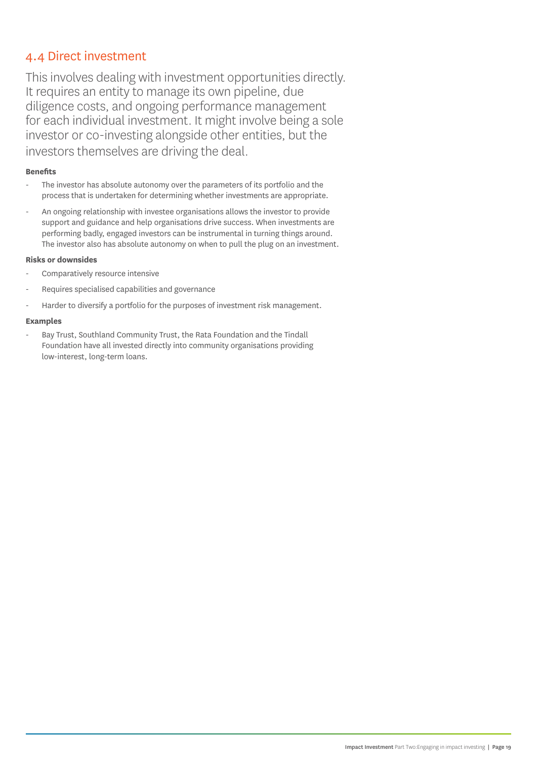## 4.4 Direct investment

This involves dealing with investment opportunities directly. It requires an entity to manage its own pipeline, due diligence costs, and ongoing performance management for each individual investment. It might involve being a sole investor or co-investing alongside other entities, but the investors themselves are driving the deal.

**Benefits**

- The investor has absolute autonomy over the parameters of its portfolio and the process that is undertaken for determining whether investments are appropriate.
- An ongoing relationship with investee organisations allows the investor to provide support and guidance and help organisations drive success. When investments are performing badly, engaged investors can be instrumental in turning things around. The investor also has absolute autonomy on when to pull the plug on an investment.

**Risks or downsides**

- Comparatively resource intensive
- Requires specialised capabilities and governance
- Harder to diversify a portfolio for the purposes of investment risk management.

**Examples**

- Bay Trust, Southland Community Trust, the Rata Foundation and the Tindall Foundation have all invested directly into community organisations providing low-interest, long-term loans.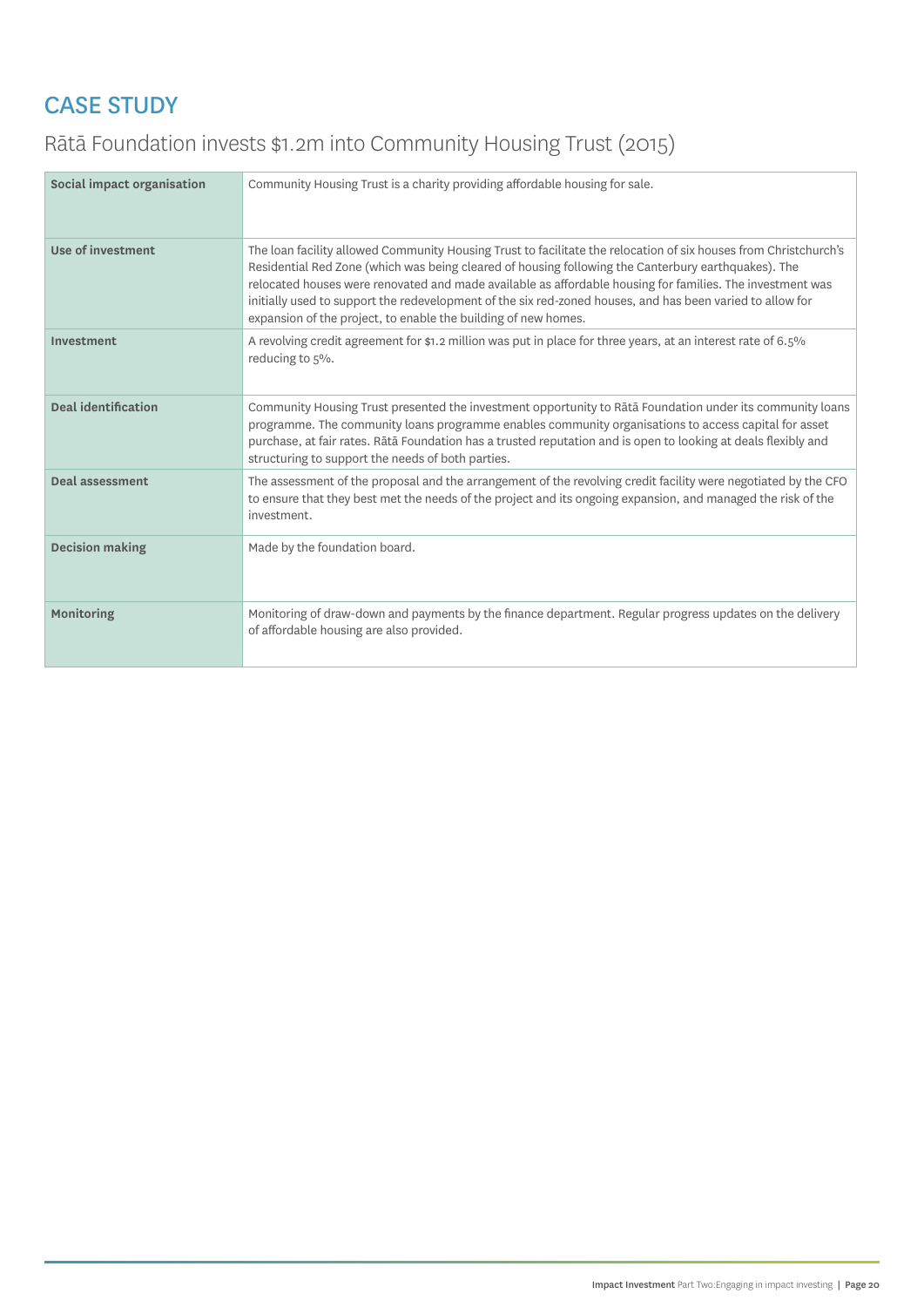## CASE STUDY

### Rātā Foundation invests $1.2m into Community Housing Trust (2015)

| | |
|---|---|
| **Social impact organisation** | Community Housing Trust is a charity providing affordable housing for sale. |
| **Use of investment** | The loan facility allowed Community Housing Trust to facilitate the relocation of six houses from Christchurch's Residential Red Zone (which was being cleared of housing following the Canterbury earthquakes). The relocated houses were renovated and made available as affordable housing for families. The investment was initially used to support the redevelopment of the six red-zoned houses, and has been varied to allow for expansion of the project, to enable the building of new homes. |
| **Investment** | A revolving credit agreement for $1.2 million was put in place for three years, at an interest rate of 6.5% reducing to 5%. |
| **Deal identification** | Community Housing Trust presented the investment opportunity to Rātā Foundation under its community loans programme. The community loans programme enables community organisations to access capital for asset purchase, at fair rates. Rātā Foundation has a trusted reputation and is open to looking at deals flexibly and structuring to support the needs of both parties. |
| **Deal assessment** | The assessment of the proposal and the arrangement of the revolving credit facility were negotiated by the CFO to ensure that they best met the needs of the project and its ongoing expansion, and managed the risk of the investment. |
| **Decision making** | Made by the foundation board. |
| **Monitoring** | Monitoring of draw-down and payments by the finance department. Regular progress updates on the delivery of affordable housing are also provided. |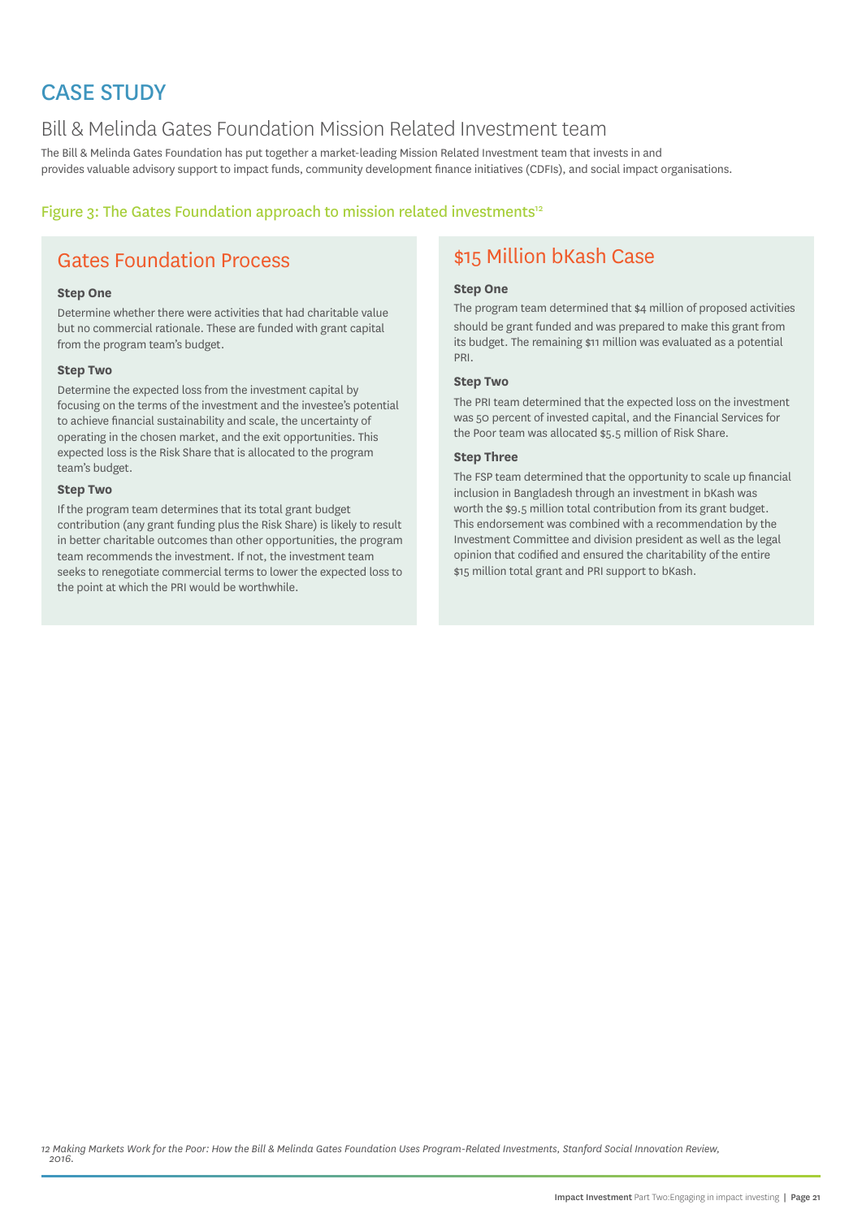# CASE STUDY

## Bill & Melinda Gates Foundation Mission Related Investment team

The Bill & Melinda Gates Foundation has put together a market-leading Mission Related Investment team that invests in and provides valuable advisory support to impact funds, community development finance initiatives (CDFIs), and social impact organisations.

### Figure 3: The Gates Foundation approach to mission related investments[12]

### Gates Foundation Process

**Step One**

Determine whether there were activities that had charitable value but no commercial rationale. These are funded with grant capital from the program team's budget.

**Step Two**

Determine the expected loss from the investment capital by focusing on the terms of the investment and the investee's potential to achieve financial sustainability and scale, the uncertainty of operating in the chosen market, and the exit opportunities. This expected loss is the Risk Share that is allocated to the program team's budget.

**Step Two**

If the program team determines that its total grant budget contribution (any grant funding plus the Risk Share) is likely to result in better charitable outcomes than other opportunities, the program team recommends the investment. If not, the investment team seeks to renegotiate commercial terms to lower the expected loss to the point at which the PRI would be worthwhile.

### $15 Million bKash Case

**Step One**

The program team determined that $4 million of proposed activities should be grant funded and was prepared to make this grant from its budget. The remaining $11 million was evaluated as a potential PRI.

**Step Two**

The PRI team determined that the expected loss on the investment was 50 percent of invested capital, and the Financial Services for the Poor team was allocated $5.5 million of Risk Share.

**Step Three**

The FSP team determined that the opportunity to scale up financial inclusion in Bangladesh through an investment in bKash was worth the $9.5 million total contribution from its grant budget. This endorsement was combined with a recommendation by the Investment Committee and division president as well as the legal opinion that codified and ensured the charitability of the entire $15 million total grant and PRI support to bKash.

*12 Making Markets Work for the Poor: How the Bill & Melinda Gates Foundation Uses Program-Related Investments, Stanford Social Innovation Review, 2016.*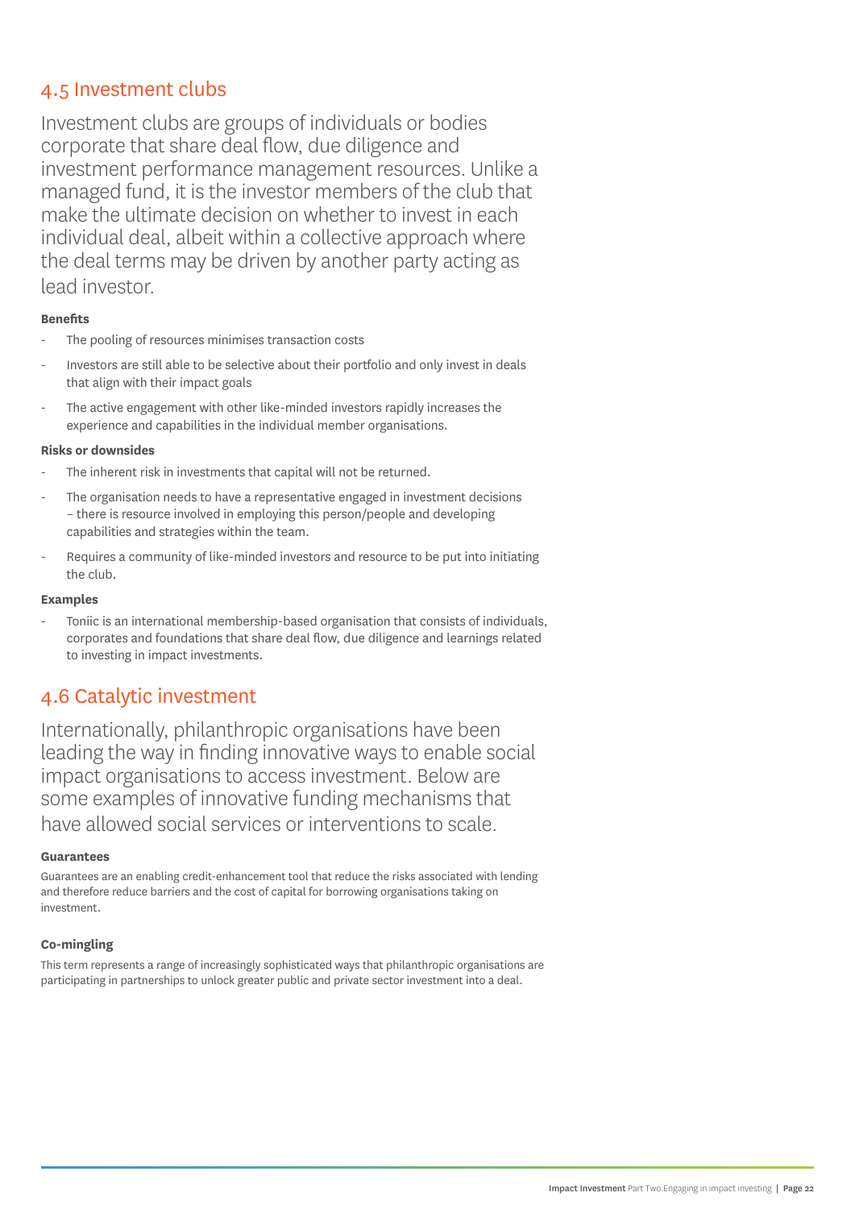## 4.5 Investment clubs

Investment clubs are groups of individuals or bodies corporate that share deal flow, due diligence and investment performance management resources. Unlike a managed fund, it is the investor members of the club that make the ultimate decision on whether to invest in each individual deal, albeit within a collective approach where the deal terms may be driven by another party acting as lead investor.

**Benefits**

- The pooling of resources minimises transaction costs
- Investors are still able to be selective about their portfolio and only invest in deals that align with their impact goals
- The active engagement with other like-minded investors rapidly increases the experience and capabilities in the individual member organisations.

**Risks or downsides**

- The inherent risk in investments that capital will not be returned.
- The organisation needs to have a representative engaged in investment decisions – there is resource involved in employing this person/people and developing capabilities and strategies within the team.
- Requires a community of like-minded investors and resource to be put into initiating the club.

**Examples**

- Toniic is an international membership-based organisation that consists of individuals, corporates and foundations that share deal flow, due diligence and learnings related to investing in impact investments.

## 4.6 Catalytic investment

Internationally, philanthropic organisations have been leading the way in finding innovative ways to enable social impact organisations to access investment. Below are some examples of innovative funding mechanisms that have allowed social services or interventions to scale.

**Guarantees**

Guarantees are an enabling credit-enhancement tool that reduce the risks associated with lending and therefore reduce barriers and the cost of capital for borrowing organisations taking on investment.

**Co-mingling**

This term represents a range of increasingly sophisticated ways that philanthropic organisations are participating in partnerships to unlock greater public and private sector investment into a deal.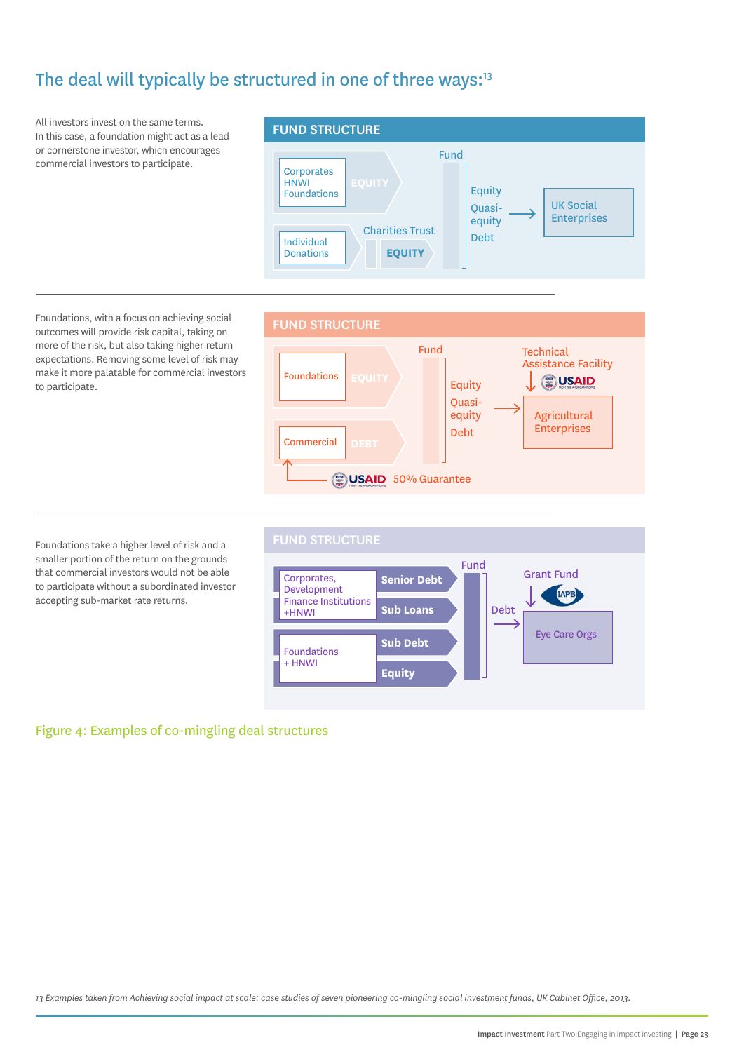## The deal will typically be structured in one of three ways:[13]

All investors invest on the same terms. In this case, a foundation might act as a lead or cornerstone investor, which encourages commercial investors to participate.

**FUND STRUCTURE**

Corporates
HNWI
Foundations → EQUITY → Fund

Individual Donations → Charities Trust → EQUITY → Fund

Fund → Equity, Quasi-equity, Debt → UK Social Enterprises

---

Foundations, with a focus on achieving social outcomes will provide risk capital, taking on more of the risk, but also taking higher return expectations. Removing some level of risk may make it more palatable for commercial investors to participate.

**FUND STRUCTURE**

Foundations → EQUITY → Fund

Commercial → DEBT → Fund

USAID 50% Guarantee → Commercial

Fund → Equity, Quasi-equity, Debt → Agricultural Enterprises

Technical Assistance Facility: USAID → Agricultural Enterprises

---

Foundations take a higher level of risk and a smaller portion of the return on the grounds that commercial investors would not be able to participate without a subordinated investor accepting sub-market rate returns.

**FUND STRUCTURE**

Corporates, Development Finance Institutions +HNWI → Senior Debt, Sub Loans → Fund

Foundations + HNWI → Sub Debt, Equity → Fund

Fund → Debt → Eye Care Orgs

Grant Fund: IAPB → Eye Care Orgs

Figure 4: Examples of co-mingling deal structures

*13 Examples taken from Achieving social impact at scale: case studies of seven pioneering co-mingling social investment funds, UK Cabinet Office, 2013.*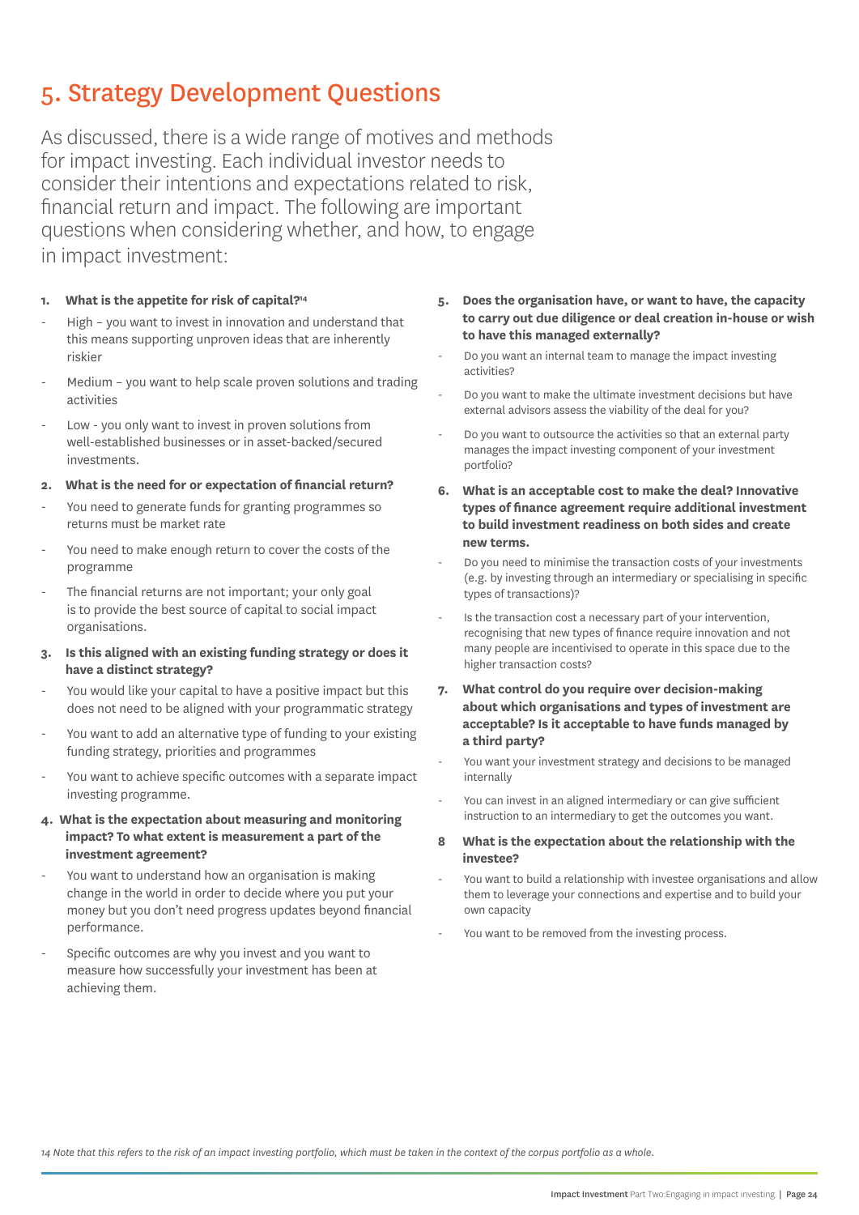# 5. Strategy Development Questions

As discussed, there is a wide range of motives and methods for impact investing. Each individual investor needs to consider their intentions and expectations related to risk, financial return and impact. The following are important questions when considering whether, and how, to engage in impact investment:

1. **What is the appetite for risk of capital?**[14]
   - High – you want to invest in innovation and understand that this means supporting unproven ideas that are inherently riskier
   - Medium – you want to help scale proven solutions and trading activities
   - Low - you only want to invest in proven solutions from well-established businesses or in asset-backed/secured investments.

2. **What is the need for or expectation of financial return?**
   - You need to generate funds for granting programmes so returns must be market rate
   - You need to make enough return to cover the costs of the programme
   - The financial returns are not important; your only goal is to provide the best source of capital to social impact organisations.

3. **Is this aligned with an existing funding strategy or does it have a distinct strategy?**
   - You would like your capital to have a positive impact but this does not need to be aligned with your programmatic strategy
   - You want to add an alternative type of funding to your existing funding strategy, priorities and programmes
   - You want to achieve specific outcomes with a separate impact investing programme.

4. **What is the expectation about measuring and monitoring impact? To what extent is measurement a part of the investment agreement?**
   - You want to understand how an organisation is making change in the world in order to decide where you put your money but you don't need progress updates beyond financial performance.
   - Specific outcomes are why you invest and you want to measure how successfully your investment has been at achieving them.

5. **Does the organisation have, or want to have, the capacity to carry out due diligence or deal creation in-house or wish to have this managed externally?**
   - Do you want an internal team to manage the impact investing activities?
   - Do you want to make the ultimate investment decisions but have external advisors assess the viability of the deal for you?
   - Do you want to outsource the activities so that an external party manages the impact investing component of your investment portfolio?

6. **What is an acceptable cost to make the deal? Innovative types of finance agreement require additional investment to build investment readiness on both sides and create new terms.**
   - Do you need to minimise the transaction costs of your investments (e.g. by investing through an intermediary or specialising in specific types of transactions)?
   - Is the transaction cost a necessary part of your intervention, recognising that new types of finance require innovation and not many people are incentivised to operate in this space due to the higher transaction costs?

7. **What control do you require over decision-making about which organisations and types of investment are acceptable? Is it acceptable to have funds managed by a third party?**
   - You want your investment strategy and decisions to be managed internally
   - You can invest in an aligned intermediary or can give sufficient instruction to an intermediary to get the outcomes you want.

8. **What is the expectation about the relationship with the investee?**
   - You want to build a relationship with investee organisations and allow them to leverage your connections and expertise and to build your own capacity
   - You want to be removed from the investing process.

*14 Note that this refers to the risk of an impact investing portfolio, which must be taken in the context of the corpus portfolio as a whole.*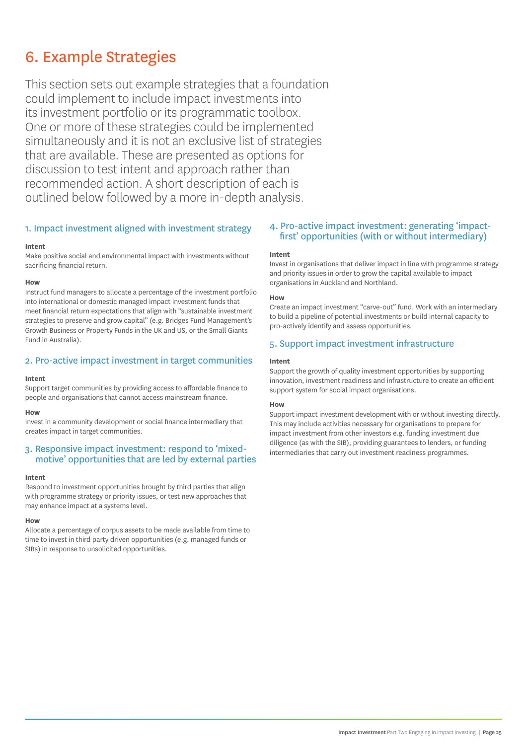# 6. Example Strategies

This section sets out example strategies that a foundation could implement to include impact investments into its investment portfolio or its programmatic toolbox. One or more of these strategies could be implemented simultaneously and it is not an exclusive list of strategies that are available. These are presented as options for discussion to test intent and approach rather than recommended action. A short description of each is outlined below followed by a more in-depth analysis.

## 1. Impact investment aligned with investment strategy

**Intent**

Make positive social and environmental impact with investments without sacrificing financial return.

**How**

Instruct fund managers to allocate a percentage of the investment portfolio into international or domestic managed impact investment funds that meet financial return expectations that align with "sustainable investment strategies to preserve and grow capital" (e.g. Bridges Fund Management's Growth Business or Property Funds in the UK and US, or the Small Giants Fund in Australia).

## 2. Pro-active impact investment in target communities

**Intent**

Support target communities by providing access to affordable finance to people and organisations that cannot access mainstream finance.

**How**

Invest in a community development or social finance intermediary that creates impact in target communities.

## 3. Responsive impact investment: respond to 'mixed-motive' opportunities that are led by external parties

**Intent**

Respond to investment opportunities brought by third parties that align with programme strategy or priority issues, or test new approaches that may enhance impact at a systems level.

**How**

Allocate a percentage of corpus assets to be made available from time to time to invest in third party driven opportunities (e.g. managed funds or SIBs) in response to unsolicited opportunities.

## 4. Pro-active impact investment: generating 'impact-first' opportunities (with or without intermediary)

**Intent**

Invest in organisations that deliver impact in line with programme strategy and priority issues in order to grow the capital available to impact organisations in Auckland and Northland.

**How**

Create an impact investment "carve-out" fund. Work with an intermediary to build a pipeline of potential investments or build internal capacity to pro-actively identify and assess opportunities.

## 5. Support impact investment infrastructure

**Intent**

Support the growth of quality investment opportunities by supporting innovation, investment readiness and infrastructure to create an efficient support system for social impact organisations.

**How**

Support impact investment development with or without investing directly. This may include activities necessary for organisations to prepare for impact investment from other investors e.g. funding investment due diligence (as with the SIB), providing guarantees to lenders, or funding intermediaries that carry out investment readiness programmes.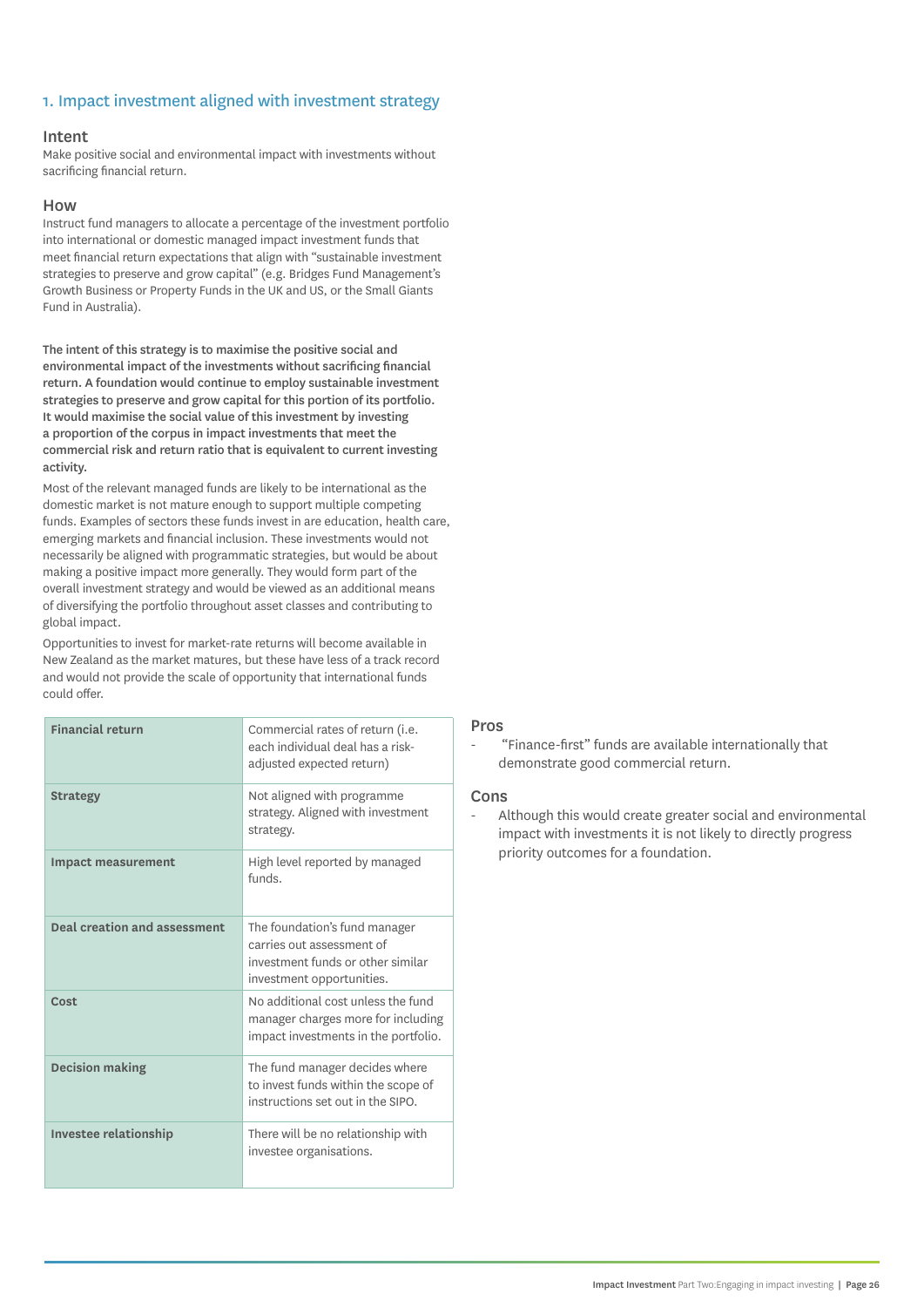## 1. Impact investment aligned with investment strategy

### Intent

Make positive social and environmental impact with investments without sacrificing financial return.

### How

Instruct fund managers to allocate a percentage of the investment portfolio into international or domestic managed impact investment funds that meet financial return expectations that align with "sustainable investment strategies to preserve and grow capital" (e.g. Bridges Fund Management's Growth Business or Property Funds in the UK and US, or the Small Giants Fund in Australia).

**The intent of this strategy is to maximise the positive social and environmental impact of the investments without sacrificing financial return. A foundation would continue to employ sustainable investment strategies to preserve and grow capital for this portion of its portfolio. It would maximise the social value of this investment by investing a proportion of the corpus in impact investments that meet the commercial risk and return ratio that is equivalent to current investing activity.**

Most of the relevant managed funds are likely to be international as the domestic market is not mature enough to support multiple competing funds. Examples of sectors these funds invest in are education, health care, emerging markets and financial inclusion. These investments would not necessarily be aligned with programmatic strategies, but would be about making a positive impact more generally. They would form part of the overall investment strategy and would be viewed as an additional means of diversifying the portfolio throughout asset classes and contributing to global impact.

Opportunities to invest for market-rate returns will become available in New Zealand as the market matures, but these have less of a track record and would not provide the scale of opportunity that international funds could offer.

| | |
|---|---|
| **Financial return** | Commercial rates of return (i.e. each individual deal has a risk-adjusted expected return) |
| **Strategy** | Not aligned with programme strategy. Aligned with investment strategy. |
| **Impact measurement** | High level reported by managed funds. |
| **Deal creation and assessment** | The foundation's fund manager carries out assessment of investment funds or other similar investment opportunities. |
| **Cost** | No additional cost unless the fund manager charges more for including impact investments in the portfolio. |
| **Decision making** | The fund manager decides where to invest funds within the scope of instructions set out in the SIPO. |
| **Investee relationship** | There will be no relationship with investee organisations. |

### Pros

- "Finance-first" funds are available internationally that demonstrate good commercial return.

### Cons

- Although this would create greater social and environmental impact with investments it is not likely to directly progress priority outcomes for a foundation.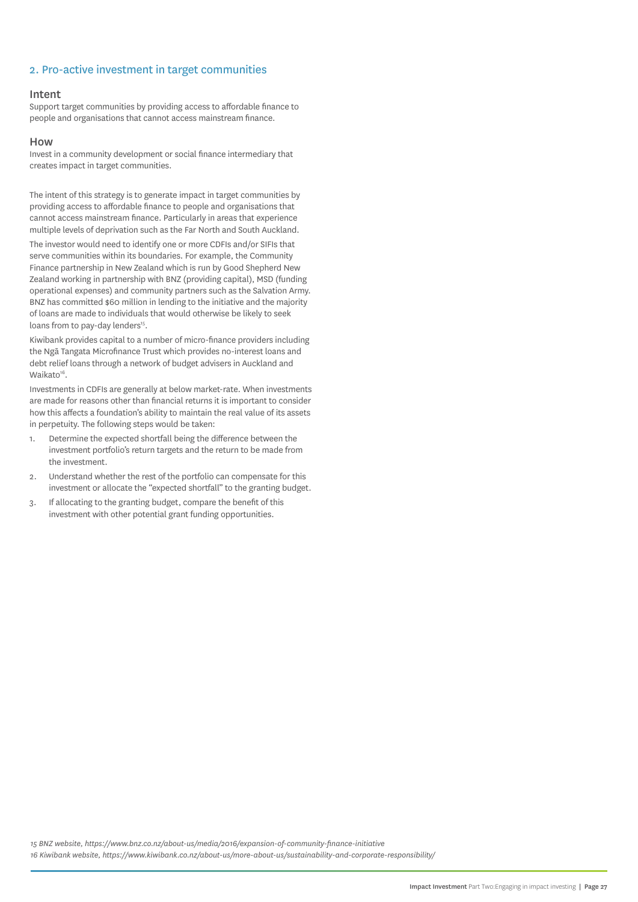## 2. Pro-active investment in target communities

### Intent

Support target communities by providing access to affordable finance to people and organisations that cannot access mainstream finance.

### How

Invest in a community development or social finance intermediary that creates impact in target communities.

The intent of this strategy is to generate impact in target communities by providing access to affordable finance to people and organisations that cannot access mainstream finance. Particularly in areas that experience multiple levels of deprivation such as the Far North and South Auckland.

The investor would need to identify one or more CDFIs and/or SIFIs that serve communities within its boundaries. For example, the Community Finance partnership in New Zealand which is run by Good Shepherd New Zealand working in partnership with BNZ (providing capital), MSD (funding operational expenses) and community partners such as the Salvation Army. BNZ has committed $60 million in lending to the initiative and the majority of loans are made to individuals that would otherwise be likely to seek loans from to pay-day lenders[15].

Kiwibank provides capital to a number of micro-finance providers including the Ngā Tangata Microfinance Trust which provides no-interest loans and debt relief loans through a network of budget advisers in Auckland and Waikato[16].

Investments in CDFIs are generally at below market-rate. When investments are made for reasons other than financial returns it is important to consider how this affects a foundation's ability to maintain the real value of its assets in perpetuity. The following steps would be taken:

1. Determine the expected shortfall being the difference between the investment portfolio's return targets and the return to be made from the investment.
2. Understand whether the rest of the portfolio can compensate for this investment or allocate the "expected shortfall" to the granting budget.
3. If allocating to the granting budget, compare the benefit of this investment with other potential grant funding opportunities.

*15 BNZ website, https://www.bnz.co.nz/about-us/media/2016/expansion-of-community-finance-initiative*

*16 Kiwibank website, https://www.kiwibank.co.nz/about-us/more-about-us/sustainability-and-corporate-responsibility/*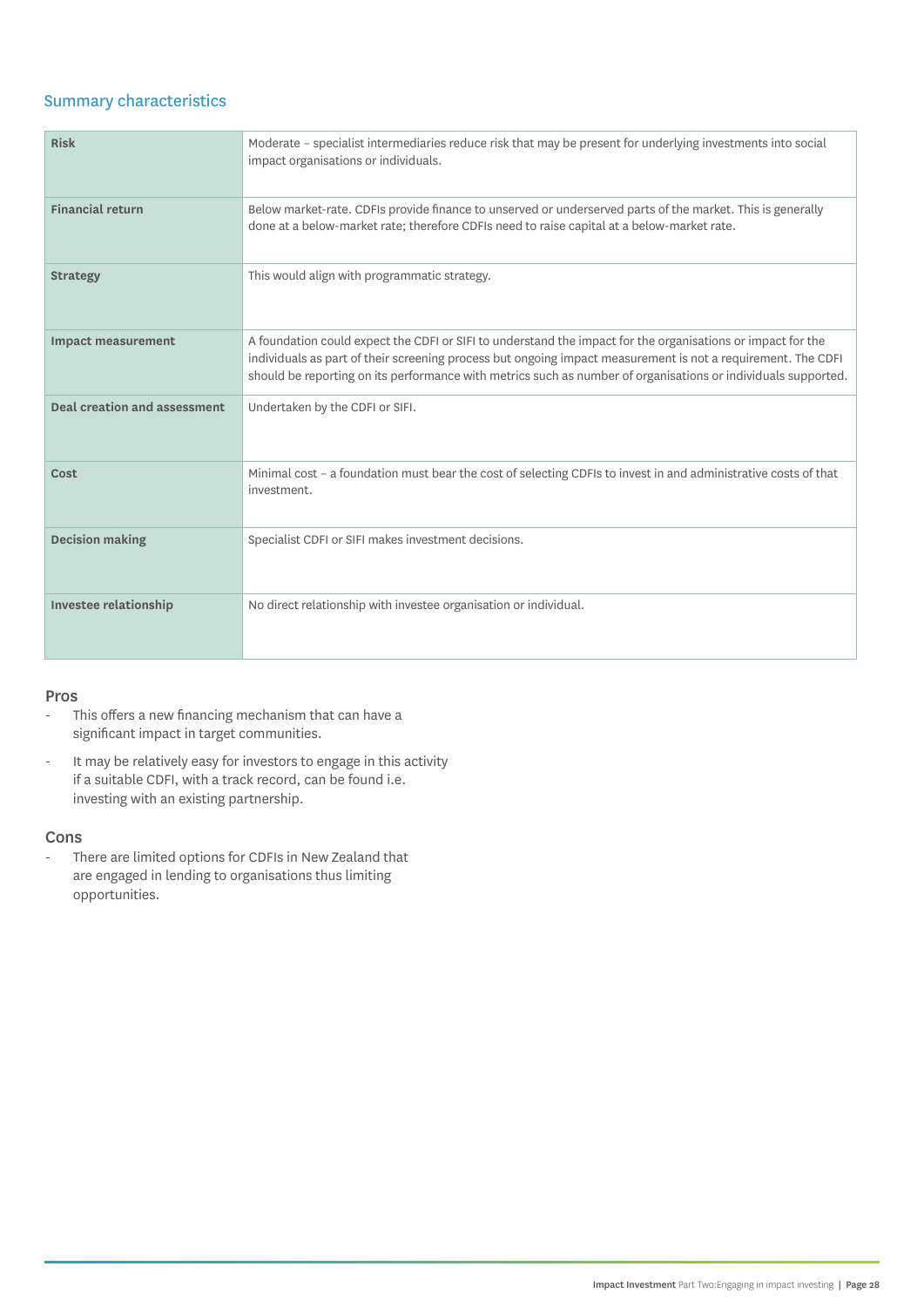## Summary characteristics

| | |
|---|---|
| **Risk** | Moderate – specialist intermediaries reduce risk that may be present for underlying investments into social impact organisations or individuals. |
| **Financial return** | Below market-rate. CDFIs provide finance to unserved or underserved parts of the market. This is generally done at a below-market rate; therefore CDFIs need to raise capital at a below-market rate. |
| **Strategy** | This would align with programmatic strategy. |
| **Impact measurement** | A foundation could expect the CDFI or SIFI to understand the impact for the organisations or impact for the individuals as part of their screening process but ongoing impact measurement is not a requirement. The CDFI should be reporting on its performance with metrics such as number of organisations or individuals supported. |
| **Deal creation and assessment** | Undertaken by the CDFI or SIFI. |
| **Cost** | Minimal cost – a foundation must bear the cost of selecting CDFIs to invest in and administrative costs of that investment. |
| **Decision making** | Specialist CDFI or SIFI makes investment decisions. |
| **Investee relationship** | No direct relationship with investee organisation or individual. |

### Pros

- This offers a new financing mechanism that can have a significant impact in target communities.
- It may be relatively easy for investors to engage in this activity if a suitable CDFI, with a track record, can be found i.e. investing with an existing partnership.

### Cons

- There are limited options for CDFIs in New Zealand that are engaged in lending to organisations thus limiting opportunities.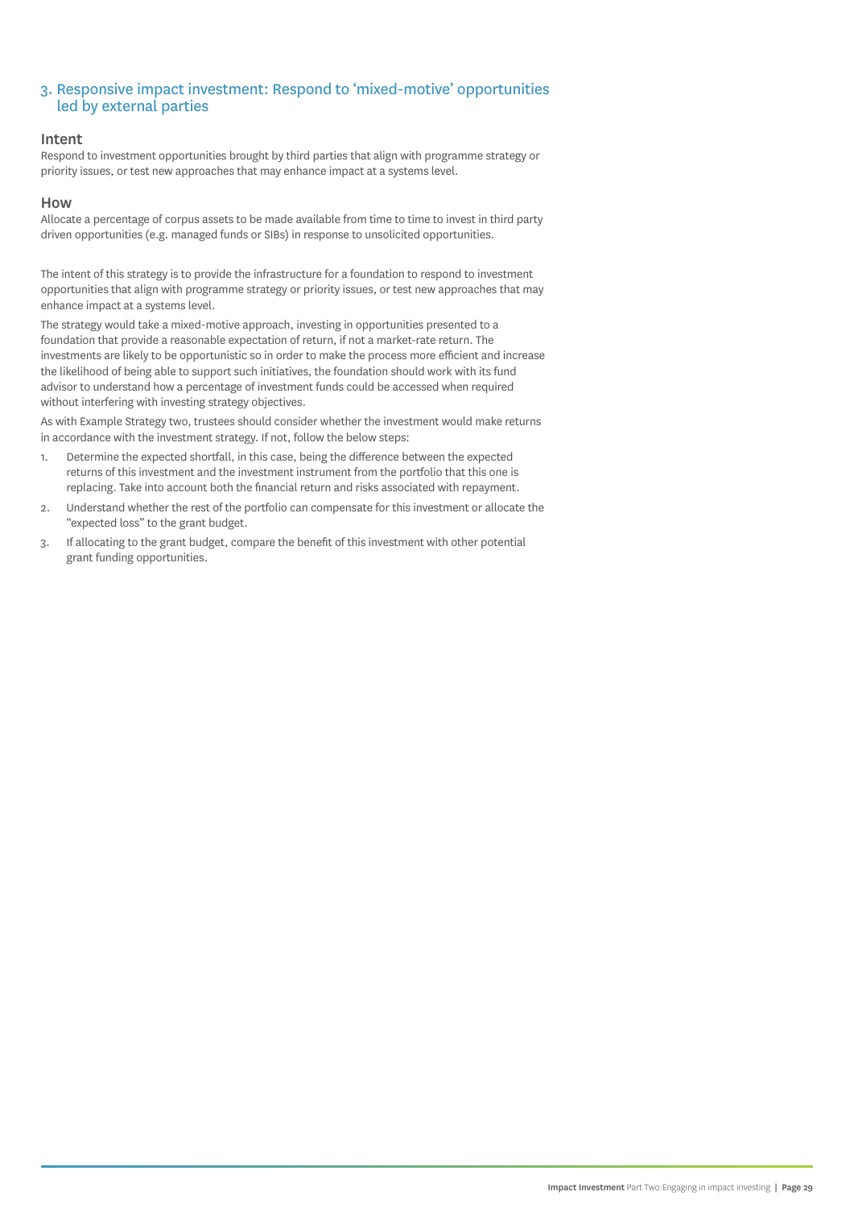## 3. Responsive impact investment: Respond to 'mixed-motive' opportunities led by external parties

### Intent

Respond to investment opportunities brought by third parties that align with programme strategy or priority issues, or test new approaches that may enhance impact at a systems level.

### How

Allocate a percentage of corpus assets to be made available from time to time to invest in third party driven opportunities (e.g. managed funds or SIBs) in response to unsolicited opportunities.

The intent of this strategy is to provide the infrastructure for a foundation to respond to investment opportunities that align with programme strategy or priority issues, or test new approaches that may enhance impact at a systems level.

The strategy would take a mixed-motive approach, investing in opportunities presented to a foundation that provide a reasonable expectation of return, if not a market-rate return. The investments are likely to be opportunistic so in order to make the process more efficient and increase the likelihood of being able to support such initiatives, the foundation should work with its fund advisor to understand how a percentage of investment funds could be accessed when required without interfering with investing strategy objectives.

As with Example Strategy two, trustees should consider whether the investment would make returns in accordance with the investment strategy. If not, follow the below steps:

1. Determine the expected shortfall, in this case, being the difference between the expected returns of this investment and the investment instrument from the portfolio that this one is replacing. Take into account both the financial return and risks associated with repayment.
2. Understand whether the rest of the portfolio can compensate for this investment or allocate the "expected loss" to the grant budget.
3. If allocating to the grant budget, compare the benefit of this investment with other potential grant funding opportunities.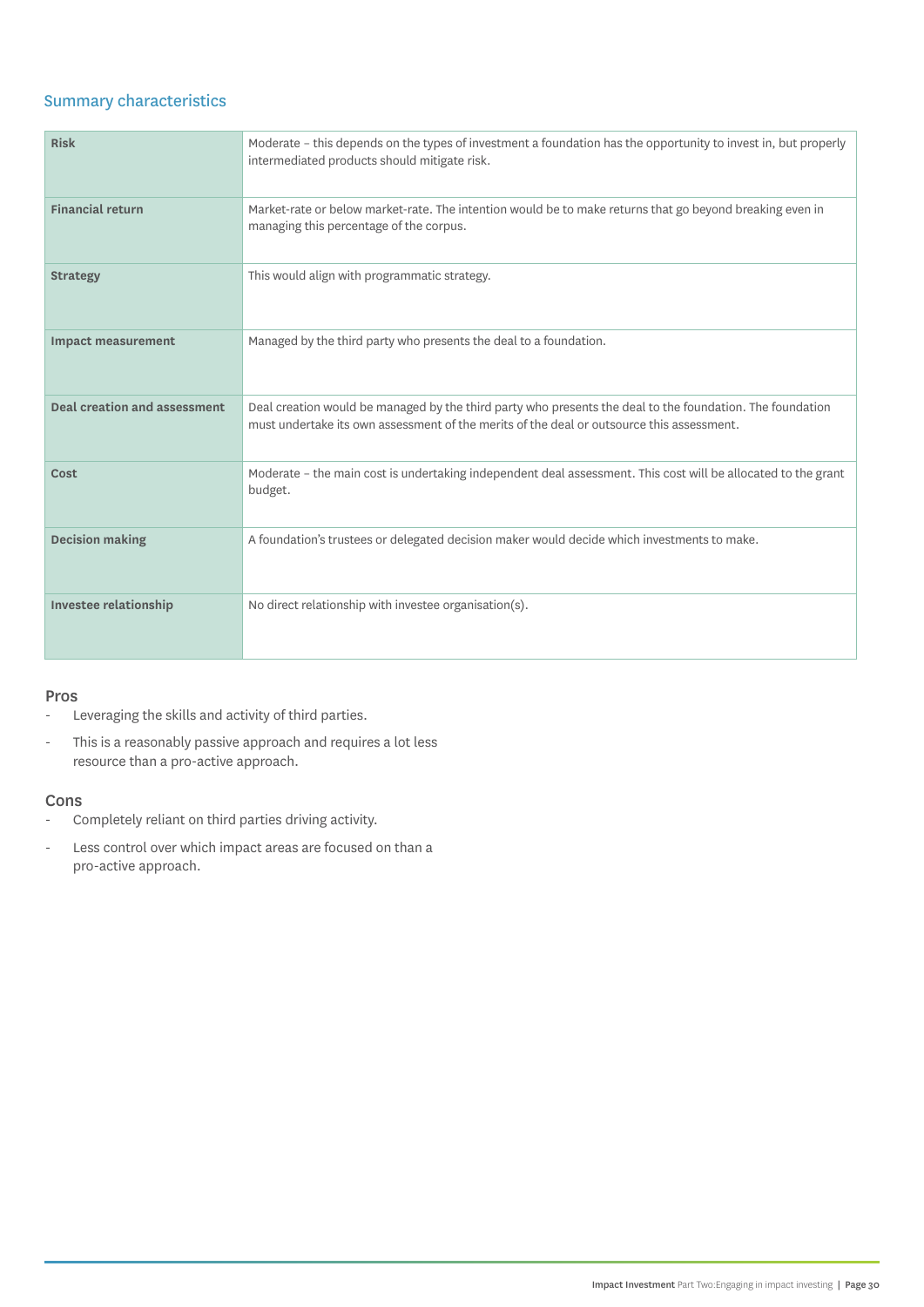## Summary characteristics

| | |
|---|---|
| **Risk** | Moderate – this depends on the types of investment a foundation has the opportunity to invest in, but properly intermediated products should mitigate risk. |
| **Financial return** | Market-rate or below market-rate. The intention would be to make returns that go beyond breaking even in managing this percentage of the corpus. |
| **Strategy** | This would align with programmatic strategy. |
| **Impact measurement** | Managed by the third party who presents the deal to a foundation. |
| **Deal creation and assessment** | Deal creation would be managed by the third party who presents the deal to the foundation. The foundation must undertake its own assessment of the merits of the deal or outsource this assessment. |
| **Cost** | Moderate – the main cost is undertaking independent deal assessment. This cost will be allocated to the grant budget. |
| **Decision making** | A foundation's trustees or delegated decision maker would decide which investments to make. |
| **Investee relationship** | No direct relationship with investee organisation(s). |

### Pros

- Leveraging the skills and activity of third parties.
- This is a reasonably passive approach and requires a lot less resource than a pro-active approach.

### Cons

- Completely reliant on third parties driving activity.
- Less control over which impact areas are focused on than a pro-active approach.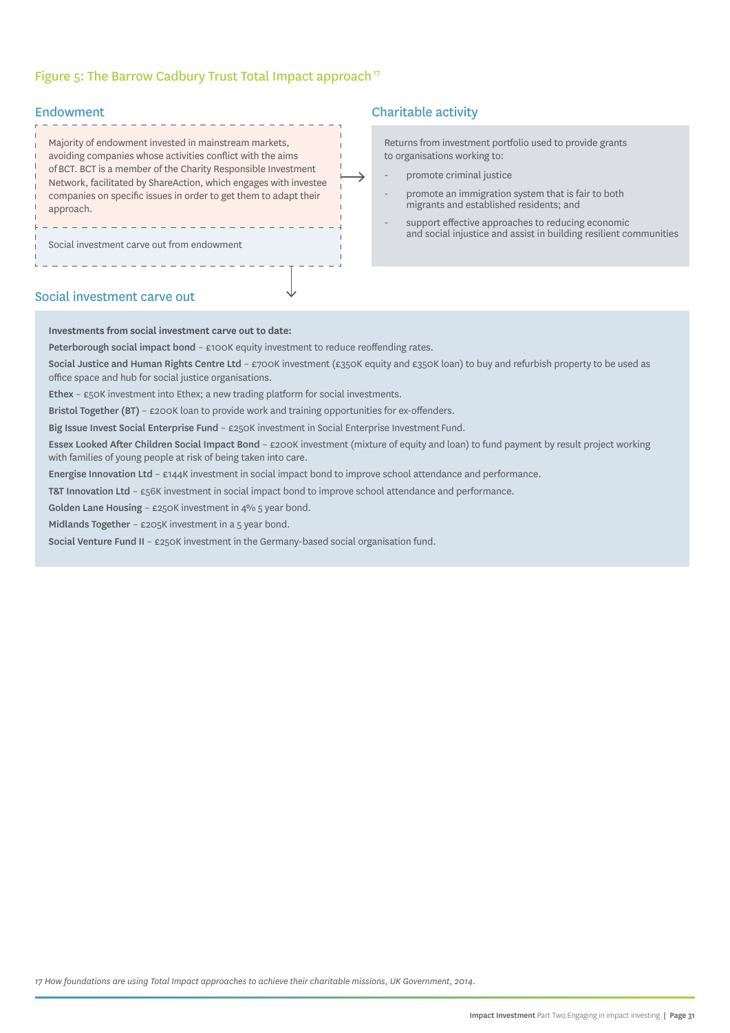## Figure 5: The Barrow Cadbury Trust Total Impact approach [17]

### Endowment

Majority of endowment invested in mainstream markets, avoiding companies whose activities conflict with the aims of BCT. BCT is a member of the Charity Responsible Investment Network, facilitated by ShareAction, which engages with investee companies on specific issues in order to get them to adapt their approach.

Social investment carve out from endowment

### Charitable activity

Returns from investment portfolio used to provide grants to organisations working to:

- promote criminal justice
- promote an immigration system that is fair to both migrants and established residents; and
- support effective approaches to reducing economic and social injustice and assist in building resilient communities

### Social investment carve out

**Investments from social investment carve out to date:**

**Peterborough social impact bond** – £100K equity investment to reduce reoffending rates.

**Social Justice and Human Rights Centre Ltd** – £700K investment (£350K equity and £350K loan) to buy and refurbish property to be used as office space and hub for social justice organisations.

**Ethex** – £50K investment into Ethex; a new trading platform for social investments.

**Bristol Together (BT)** – £200K loan to provide work and training opportunities for ex-offenders.

**Big Issue Invest Social Enterprise Fund** – £250K investment in Social Enterprise Investment Fund.

**Essex Looked After Children Social Impact Bond** – £200K investment (mixture of equity and loan) to fund payment by result project working with families of young people at risk of being taken into care.

**Energise Innovation Ltd** – £144K investment in social impact bond to improve school attendance and performance.

**T&T Innovation Ltd** – £56K investment in social impact bond to improve school attendance and performance.

**Golden Lane Housing** – £250K investment in 4% 5 year bond.

**Midlands Together** – £205K investment in a 5 year bond.

**Social Venture Fund II** – £250K investment in the Germany-based social organisation fund.

*17 How foundations are using Total Impact approaches to achieve their charitable missions, UK Government, 2014.*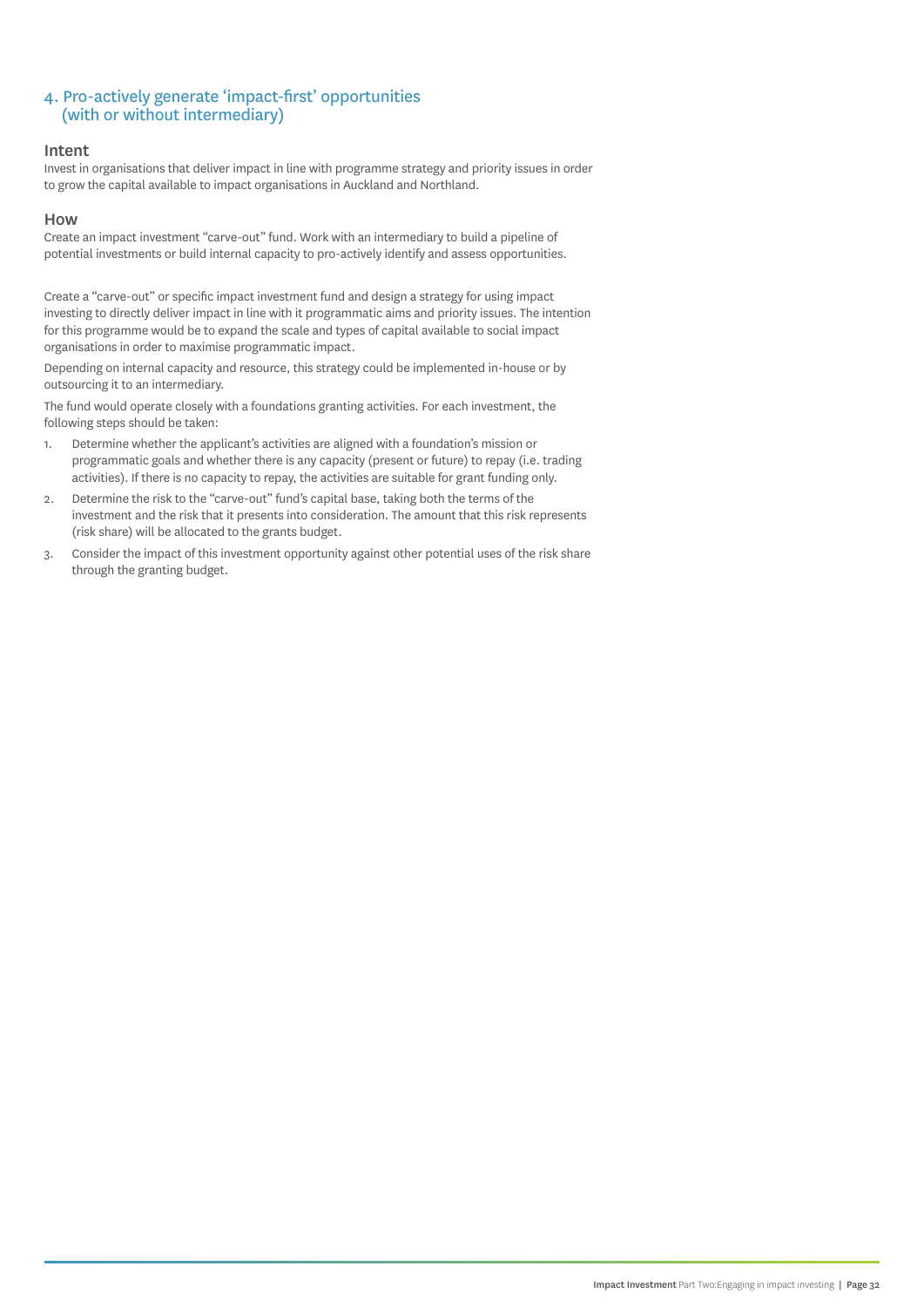## 4. Pro-actively generate 'impact-first' opportunities (with or without intermediary)

### Intent

Invest in organisations that deliver impact in line with programme strategy and priority issues in order to grow the capital available to impact organisations in Auckland and Northland.

### How

Create an impact investment "carve-out" fund. Work with an intermediary to build a pipeline of potential investments or build internal capacity to pro-actively identify and assess opportunities.

Create a "carve-out" or specific impact investment fund and design a strategy for using impact investing to directly deliver impact in line with it programmatic aims and priority issues. The intention for this programme would be to expand the scale and types of capital available to social impact organisations in order to maximise programmatic impact.

Depending on internal capacity and resource, this strategy could be implemented in-house or by outsourcing it to an intermediary.

The fund would operate closely with a foundations granting activities. For each investment, the following steps should be taken:

1. Determine whether the applicant's activities are aligned with a foundation's mission or programmatic goals and whether there is any capacity (present or future) to repay (i.e. trading activities). If there is no capacity to repay, the activities are suitable for grant funding only.
2. Determine the risk to the "carve-out" fund's capital base, taking both the terms of the investment and the risk that it presents into consideration. The amount that this risk represents (risk share) will be allocated to the grants budget.
3. Consider the impact of this investment opportunity against other potential uses of the risk share through the granting budget.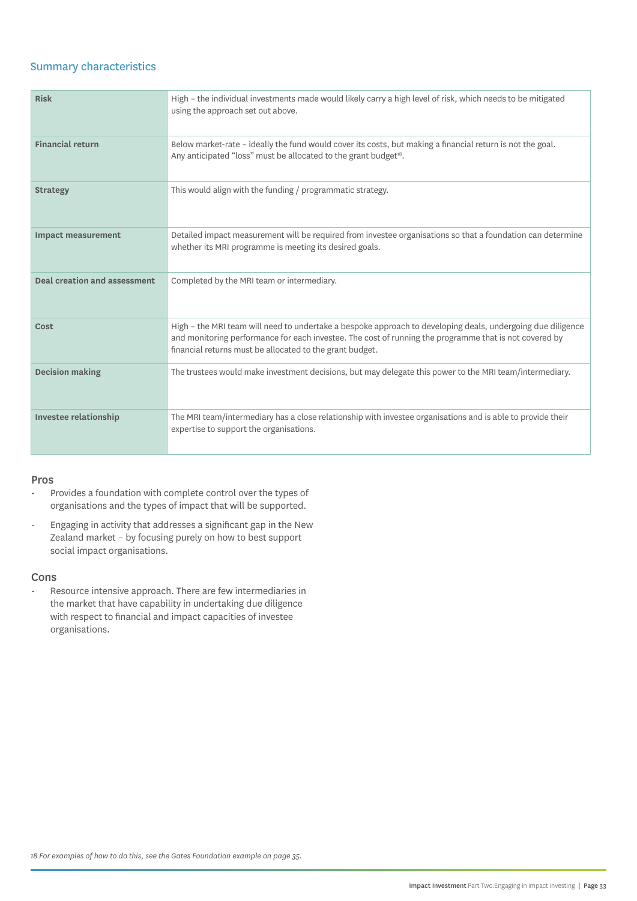## Summary characteristics

| | |
|---|---|
| **Risk** | High – the individual investments made would likely carry a high level of risk, which needs to be mitigated using the approach set out above. |
| **Financial return** | Below market-rate – ideally the fund would cover its costs, but making a financial return is not the goal. Any anticipated "loss" must be allocated to the grant budget[18]. |
| **Strategy** | This would align with the funding / programmatic strategy. |
| **Impact measurement** | Detailed impact measurement will be required from investee organisations so that a foundation can determine whether its MRI programme is meeting its desired goals. |
| **Deal creation and assessment** | Completed by the MRI team or intermediary. |
| **Cost** | High – the MRI team will need to undertake a bespoke approach to developing deals, undergoing due diligence and monitoring performance for each investee. The cost of running the programme that is not covered by financial returns must be allocated to the grant budget. |
| **Decision making** | The trustees would make investment decisions, but may delegate this power to the MRI team/intermediary. |
| **Investee relationship** | The MRI team/intermediary has a close relationship with investee organisations and is able to provide their expertise to support the organisations. |

### Pros

- Provides a foundation with complete control over the types of organisations and the types of impact that will be supported.
- Engaging in activity that addresses a significant gap in the New Zealand market – by focusing purely on how to best support social impact organisations.

### Cons

- Resource intensive approach. There are few intermediaries in the market that have capability in undertaking due diligence with respect to financial and impact capacities of investee organisations.

*18 For examples of how to do this, see the Gates Foundation example on page 35.*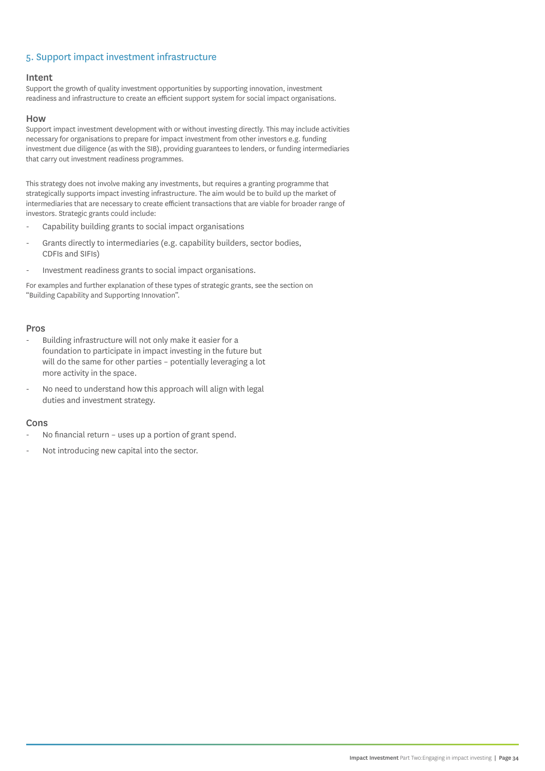## 5. Support impact investment infrastructure

### Intent

Support the growth of quality investment opportunities by supporting innovation, investment readiness and infrastructure to create an efficient support system for social impact organisations.

### How

Support impact investment development with or without investing directly. This may include activities necessary for organisations to prepare for impact investment from other investors e.g. funding investment due diligence (as with the SIB), providing guarantees to lenders, or funding intermediaries that carry out investment readiness programmes.

This strategy does not involve making any investments, but requires a granting programme that strategically supports impact investing infrastructure. The aim would be to build up the market of intermediaries that are necessary to create efficient transactions that are viable for broader range of investors. Strategic grants could include:

- Capability building grants to social impact organisations
- Grants directly to intermediaries (e.g. capability builders, sector bodies, CDFIs and SIFIs)
- Investment readiness grants to social impact organisations.

For examples and further explanation of these types of strategic grants, see the section on "Building Capability and Supporting Innovation".

### Pros

- Building infrastructure will not only make it easier for a foundation to participate in impact investing in the future but will do the same for other parties – potentially leveraging a lot more activity in the space.
- No need to understand how this approach will align with legal duties and investment strategy.

### Cons

- No financial return – uses up a portion of grant spend.
- Not introducing new capital into the sector.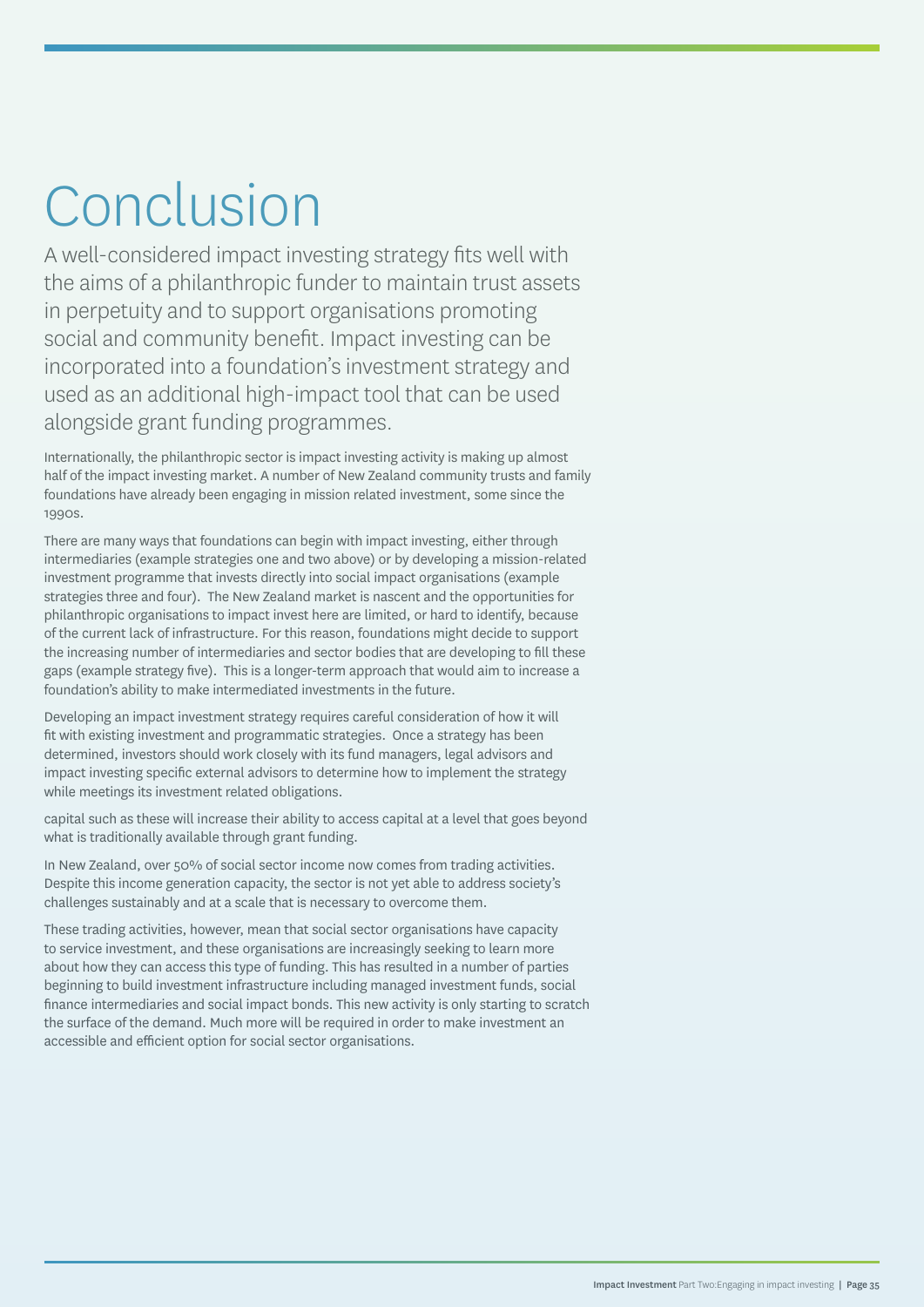# Conclusion

A well-considered impact investing strategy fits well with the aims of a philanthropic funder to maintain trust assets in perpetuity and to support organisations promoting social and community benefit. Impact investing can be incorporated into a foundation's investment strategy and used as an additional high-impact tool that can be used alongside grant funding programmes.

Internationally, the philanthropic sector is impact investing activity is making up almost half of the impact investing market. A number of New Zealand community trusts and family foundations have already been engaging in mission related investment, some since the 1990s.

There are many ways that foundations can begin with impact investing, either through intermediaries (example strategies one and two above) or by developing a mission-related investment programme that invests directly into social impact organisations (example strategies three and four). The New Zealand market is nascent and the opportunities for philanthropic organisations to impact invest here are limited, or hard to identify, because of the current lack of infrastructure. For this reason, foundations might decide to support the increasing number of intermediaries and sector bodies that are developing to fill these gaps (example strategy five). This is a longer-term approach that would aim to increase a foundation's ability to make intermediated investments in the future.

Developing an impact investment strategy requires careful consideration of how it will fit with existing investment and programmatic strategies. Once a strategy has been determined, investors should work closely with its fund managers, legal advisors and impact investing specific external advisors to determine how to implement the strategy while meetings its investment related obligations.

capital such as these will increase their ability to access capital at a level that goes beyond what is traditionally available through grant funding.

In New Zealand, over 50% of social sector income now comes from trading activities. Despite this income generation capacity, the sector is not yet able to address society's challenges sustainably and at a scale that is necessary to overcome them.

These trading activities, however, mean that social sector organisations have capacity to service investment, and these organisations are increasingly seeking to learn more about how they can access this type of funding. This has resulted in a number of parties beginning to build investment infrastructure including managed investment funds, social finance intermediaries and social impact bonds. This new activity is only starting to scratch the surface of the demand. Much more will be required in order to make investment an accessible and efficient option for social sector organisations.